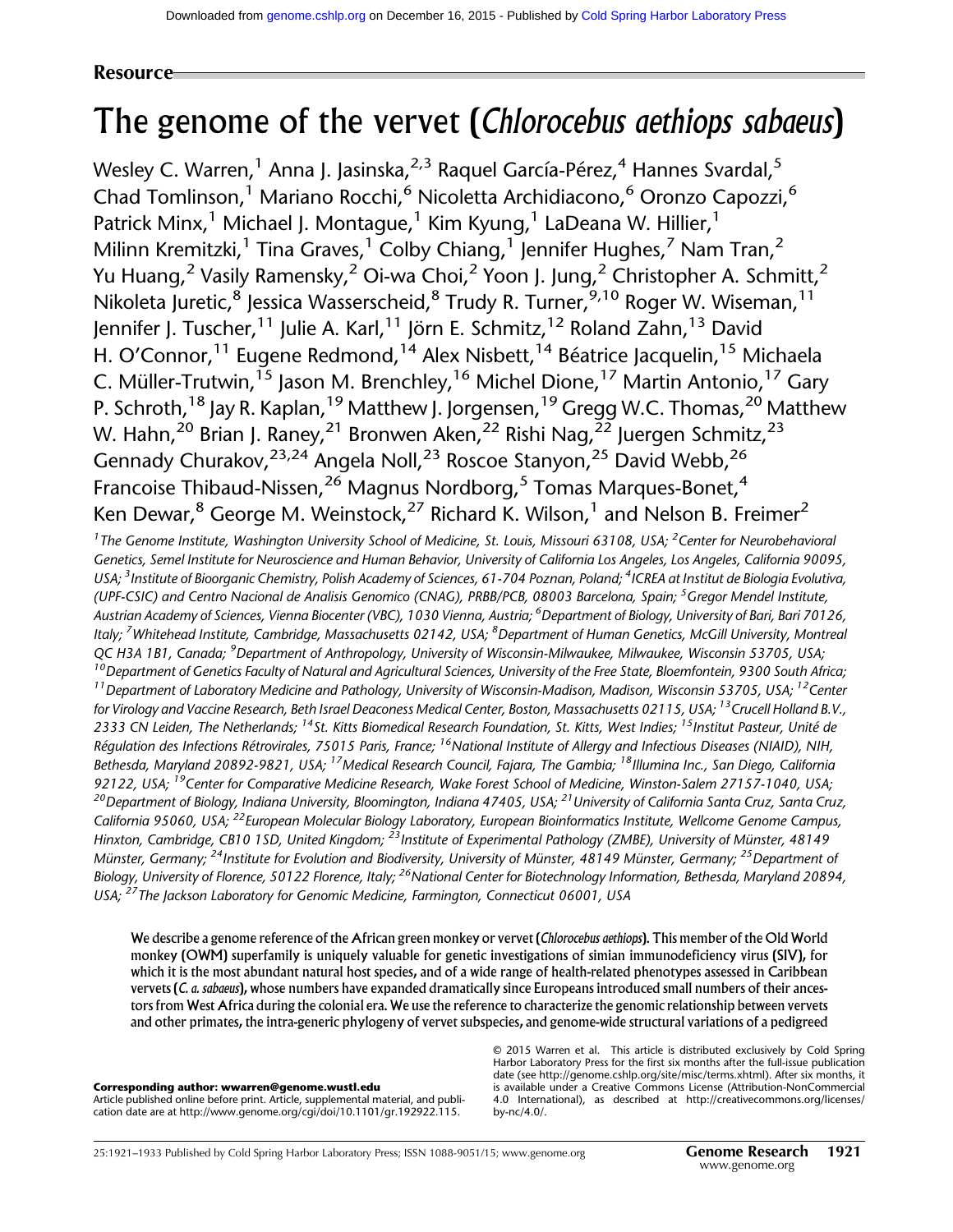Resource

# The genome of the vervet (*Chlorocebus aethiops sabaeus*)

Wesley C. Warren,[1] Anna J. Jasinska,[2,3] Raquel García-Pérez,[4] Hannes Svardal,[5] Chad Tomlinson,[1] Mariano Rocchi,[6] Nicoletta Archidiacono,[6] Oronzo Capozzi,[6] Patrick Minx,[1] Michael J. Montague,[1] Kim Kyung,[1] LaDeana W. Hillier,[1] Milinn Kremitzki,[1] Tina Graves,[1] Colby Chiang,[1] Jennifer Hughes,[7] Nam Tran,[2] Yu Huang,[2] Vasily Ramensky,[2] Oi-wa Choi,[2] Yoon J. Jung,[2] Christopher A. Schmitt,[2] Nikoleta Juretic,[8] Jessica Wasserscheid,[8] Trudy R. Turner,[9,10] Roger W. Wiseman,[11] Jennifer J. Tuscher,[11] Julie A. Karl,[11] Jörn E. Schmitz,[12] Roland Zahn,[13] David H. O'Connor,[11] Eugene Redmond,[14] Alex Nisbett,[14] Béatrice Jacquelin,[15] Michaela C. Müller-Trutwin,[15] Jason M. Brenchley,[16] Michel Dione,[17] Martin Antonio,[17] Gary P. Schroth,[18] Jay R. Kaplan,[19] Matthew J. Jorgensen,[19] Gregg W.C. Thomas,[20] Matthew W. Hahn,[20] Brian J. Raney,[21] Bronwen Aken,[22] Rishi Nag,[22] Juergen Schmitz,[23] Gennady Churakov,[23,24] Angela Noll,[23] Roscoe Stanyon,[25] David Webb,[26] Francoise Thibaud-Nissen,[26] Magnus Nordborg,[5] Tomas Marques-Bonet,[4] Ken Dewar,[8] George M. Weinstock,[27] Richard K. Wilson,[1] and Nelson B. Freimer[2]

[1]The Genome Institute, Washington University School of Medicine, St. Louis, Missouri 63108, USA; [2]Center for Neurobehavioral Genetics, Semel Institute for Neuroscience and Human Behavior, University of California Los Angeles, Los Angeles, California 90095, USA; [3]Institute of Bioorganic Chemistry, Polish Academy of Sciences, 61-704 Poznan, Poland; [4]ICREA at Institut de Biologia Evolutiva, (UPF-CSIC) and Centro Nacional de Analisis Genomico (CNAG), PRBB/PCB, 08003 Barcelona, Spain; [5]Gregor Mendel Institute, Austrian Academy of Sciences, Vienna Biocenter (VBC), 1030 Vienna, Austria; [6]Department of Biology, University of Bari, Bari 70126, Italy; [7]Whitehead Institute, Cambridge, Massachusetts 02142, USA; [8]Department of Human Genetics, McGill University, Montreal QC H3A 1B1, Canada; [9]Department of Anthropology, University of Wisconsin-Milwaukee, Milwaukee, Wisconsin 53705, USA; [10]Department of Genetics Faculty of Natural and Agricultural Sciences, University of the Free State, Bloemfontein, 9300 South Africa; [11]Department of Laboratory Medicine and Pathology, University of Wisconsin-Madison, Madison, Wisconsin 53705, USA; [12]Center for Virology and Vaccine Research, Beth Israel Deaconess Medical Center, Boston, Massachusetts 02115, USA; [13]Crucell Holland B.V., 2333 CN Leiden, The Netherlands; [14]St. Kitts Biomedical Research Foundation, St. Kitts, West Indies; [15]Institut Pasteur, Unité de Régulation des Infections Rétrovirales, 75015 Paris, France; [16]National Institute of Allergy and Infectious Diseases (NIAID), NIH, Bethesda, Maryland 20892-9821, USA; [17]Medical Research Council, Fajara, The Gambia; [18]Illumina Inc., San Diego, California 92122, USA; [19]Center for Comparative Medicine Research, Wake Forest School of Medicine, Winston-Salem 27157-1040, USA; [20]Department of Biology, Indiana University, Bloomington, Indiana 47405, USA; [21]University of California Santa Cruz, Santa Cruz, California 95060, USA; [22]European Molecular Biology Laboratory, European Bioinformatics Institute, Wellcome Genome Campus, Hinxton, Cambridge, CB10 1SD, United Kingdom; [23]Institute of Experimental Pathology (ZMBE), University of Münster, 48149 Münster, Germany; [24]Institute for Evolution and Biodiversity, University of Münster, 48149 Münster, Germany; [25]Department of Biology, University of Florence, 50122 Florence, Italy; [26]National Center for Biotechnology Information, Bethesda, Maryland 20894, USA; [27]The Jackson Laboratory for Genomic Medicine, Farmington, Connecticut 06001, USA

**We describe a genome reference of the African green monkey or vervet (*Chlorocebus aethiops*). This member of the Old World monkey (OWM) superfamily is uniquely valuable for genetic investigations of simian immunodeficiency virus (SIV), for which it is the most abundant natural host species, and of a wide range of health-related phenotypes assessed in Caribbean vervets (*C. a. sabaeus*), whose numbers have expanded dramatically since Europeans introduced small numbers of their ancestors from West Africa during the colonial era. We use the reference to characterize the genomic relationship between vervets and other primates, the intra-generic phylogeny of vervet subspecies, and genome-wide structural variations of a pedigreed**

**Corresponding author: wwarren@genome.wustl.edu**

Article published online before print. Article, supplemental material, and publication date are at http://www.genome.org/cgi/doi/10.1101/gr.192922.115.

© 2015 Warren et al. This article is distributed exclusively by Cold Spring Harbor Laboratory Press for the first six months after the full-issue publication date (see http://genome.cshlp.org/site/misc/terms.xhtml). After six months, it is available under a Creative Commons License (Attribution-NonCommercial 4.0 International), as described at http://creativecommons.org/licenses/by-nc/4.0/.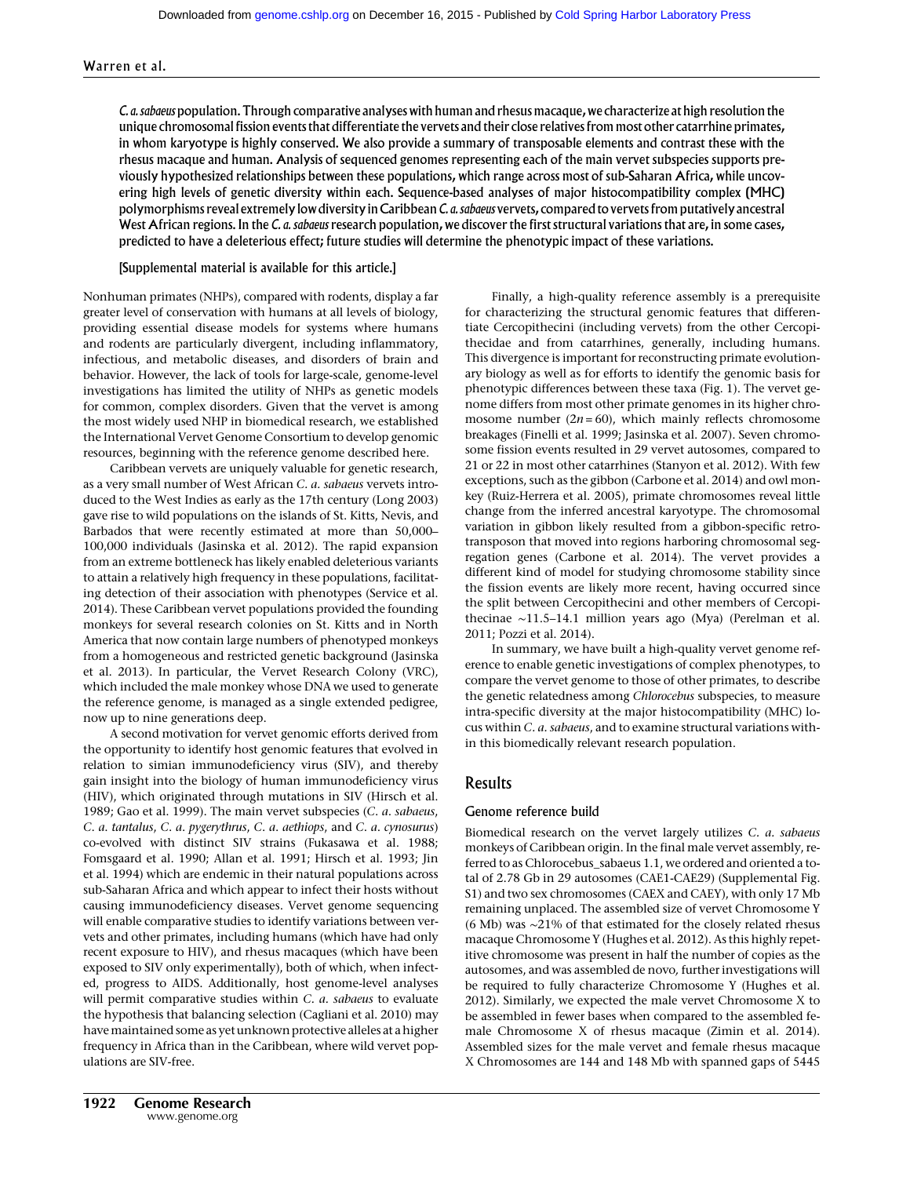***C. a. sabaeus* population. Through comparative analyses with human and rhesus macaque, we characterize at high resolution the unique chromosomal fission events that differentiate the vervets and their close relatives from most other catarrhine primates, in whom karyotype is highly conserved. We also provide a summary of transposable elements and contrast these with the rhesus macaque and human. Analysis of sequenced genomes representing each of the main vervet subspecies supports previously hypothesized relationships between these populations, which range across most of sub-Saharan Africa, while uncovering high levels of genetic diversity within each. Sequence-based analyses of major histocompatibility complex (MHC) polymorphisms reveal extremely low diversity in Caribbean *C. a. sabaeus* vervets, compared to vervets from putatively ancestral West African regions. In the *C. a. sabaeus* research population, we discover the first structural variations that are, in some cases, predicted to have a deleterious effect; future studies will determine the phenotypic impact of these variations.**

**[Supplemental material is available for this article.]**

Nonhuman primates (NHPs), compared with rodents, display a far greater level of conservation with humans at all levels of biology, providing essential disease models for systems where humans and rodents are particularly divergent, including inflammatory, infectious, and metabolic diseases, and disorders of brain and behavior. However, the lack of tools for large-scale, genome-level investigations has limited the utility of NHPs as genetic models for common, complex disorders. Given that the vervet is among the most widely used NHP in biomedical research, we established the International Vervet Genome Consortium to develop genomic resources, beginning with the reference genome described here.

Caribbean vervets are uniquely valuable for genetic research, as a very small number of West African *C. a. sabaeus* vervets introduced to the West Indies as early as the 17th century (Long 2003) gave rise to wild populations on the islands of St. Kitts, Nevis, and Barbados that were recently estimated at more than 50,000–100,000 individuals (Jasinska et al. 2012). The rapid expansion from an extreme bottleneck has likely enabled deleterious variants to attain a relatively high frequency in these populations, facilitating detection of their association with phenotypes (Service et al. 2014). These Caribbean vervet populations provided the founding monkeys for several research colonies on St. Kitts and in North America that now contain large numbers of phenotyped monkeys from a homogeneous and restricted genetic background (Jasinska et al. 2013). In particular, the Vervet Research Colony (VRC), which included the male monkey whose DNA we used to generate the reference genome, is managed as a single extended pedigree, now up to nine generations deep.

A second motivation for vervet genomic efforts derived from the opportunity to identify host genomic features that evolved in relation to simian immunodeficiency virus (SIV), and thereby gain insight into the biology of human immunodeficiency virus (HIV), which originated through mutations in SIV (Hirsch et al. 1989; Gao et al. 1999). The main vervet subspecies (*C. a. sabaeus*, *C. a. tantalus*, *C. a. pygerythrus*, *C. a. aethiops*, and *C. a. cynosurus*) co-evolved with distinct SIV strains (Fukasawa et al. 1988; Fomsgaard et al. 1990; Allan et al. 1991; Hirsch et al. 1993; Jin et al. 1994) which are endemic in their natural populations across sub-Saharan Africa and which appear to infect their hosts without causing immunodeficiency diseases. Vervet genome sequencing will enable comparative studies to identify variations between vervets and other primates, including humans (which have had only recent exposure to HIV), and rhesus macaques (which have been exposed to SIV only experimentally), both of which, when infected, progress to AIDS. Additionally, host genome-level analyses will permit comparative studies within *C. a. sabaeus* to evaluate the hypothesis that balancing selection (Cagliani et al. 2010) may have maintained some as yet unknown protective alleles at a higher frequency in Africa than in the Caribbean, where wild vervet populations are SIV-free.

Finally, a high-quality reference assembly is a prerequisite for characterizing the structural genomic features that differentiate Cercopithecini (including vervets) from the other Cercopithecidae and from catarrhines, generally, including humans. This divergence is important for reconstructing primate evolutionary biology as well as for efforts to identify the genomic basis for phenotypic differences between these taxa (Fig. 1). The vervet genome differs from most other primate genomes in its higher chromosome number ($2n = 60$), which mainly reflects chromosome breakages (Finelli et al. 1999; Jasinska et al. 2007). Seven chromosome fission events resulted in 29 vervet autosomes, compared to 21 or 22 in most other catarrhines (Stanyon et al. 2012). With few exceptions, such as the gibbon (Carbone et al. 2014) and owl monkey (Ruiz-Herrera et al. 2005), primate chromosomes reveal little change from the inferred ancestral karyotype. The chromosomal variation in gibbon likely resulted from a gibbon-specific retrotransposon that moved into regions harboring chromosomal segregation genes (Carbone et al. 2014). The vervet provides a different kind of model for studying chromosome stability since the fission events are likely more recent, having occurred since the split between Cercopithecini and other members of Cercopithecinae ~11.5–14.1 million years ago (Mya) (Perelman et al. 2011; Pozzi et al. 2014).

In summary, we have built a high-quality vervet genome reference to enable genetic investigations of complex phenotypes, to compare the vervet genome to those of other primates, to describe the genetic relatedness among *Chlorocebus* subspecies, to measure intra-specific diversity at the major histocompatibility (MHC) locus within *C. a. sabaeus*, and to examine structural variations within this biomedically relevant research population.

## Results

### Genome reference build

Biomedical research on the vervet largely utilizes *C. a. sabaeus* monkeys of Caribbean origin. In the final male vervet assembly, referred to as Chlorocebus_sabaeus 1.1, we ordered and oriented a total of 2.78 Gb in 29 autosomes (CAE1-CAE29) (Supplemental Fig. S1) and two sex chromosomes (CAEX and CAEY), with only 17 Mb remaining unplaced. The assembled size of vervet Chromosome Y (6 Mb) was ~21% of that estimated for the closely related rhesus macaque Chromosome Y (Hughes et al. 2012). As this highly repetitive chromosome was present in half the number of copies as the autosomes, and was assembled de novo, further investigations will be required to fully characterize Chromosome Y (Hughes et al. 2012). Similarly, we expected the male vervet Chromosome X to be assembled in fewer bases when compared to the assembled female Chromosome X of rhesus macaque (Zimin et al. 2014). Assembled sizes for the male vervet and female rhesus macaque X Chromosomes are 144 and 148 Mb with spanned gaps of 5445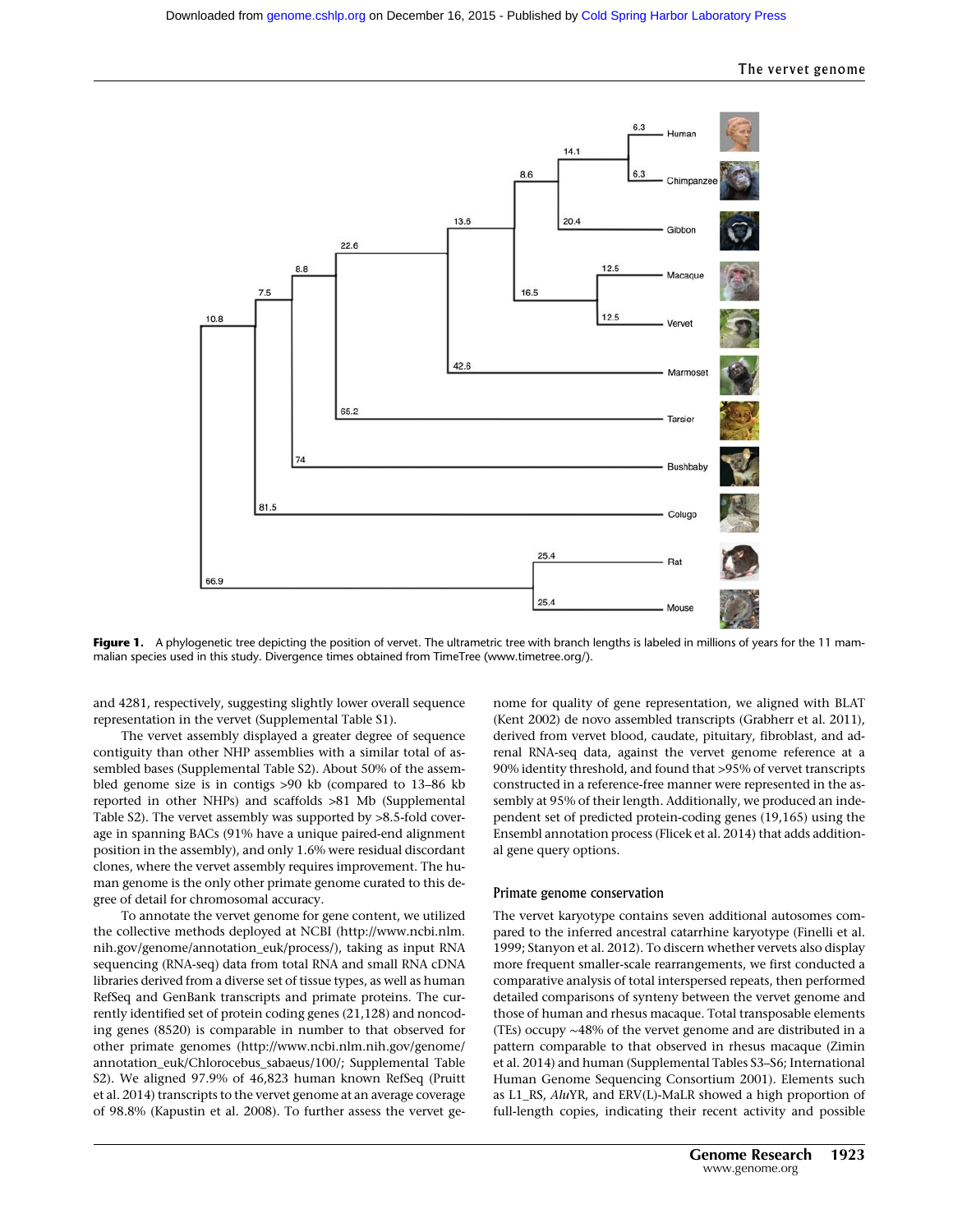**Figure 1.** A phylogenetic tree depicting the position of vervet. The ultrametric tree with branch lengths is labeled in millions of years for the 11 mammalian species used in this study. Divergence times obtained from TimeTree (www.timetree.org/).

and 4281, respectively, suggesting slightly lower overall sequence representation in the vervet (Supplemental Table S1).

The vervet assembly displayed a greater degree of sequence contiguity than other NHP assemblies with a similar total of assembled bases (Supplemental Table S2). About 50% of the assembled genome size is in contigs >90 kb (compared to 13–86 kb reported in other NHPs) and scaffolds >81 Mb (Supplemental Table S2). The vervet assembly was supported by >8.5-fold coverage in spanning BACs (91% have a unique paired-end alignment position in the assembly), and only 1.6% were residual discordant clones, where the vervet assembly requires improvement. The human genome is the only other primate genome curated to this degree of detail for chromosomal accuracy.

To annotate the vervet genome for gene content, we utilized the collective methods deployed at NCBI (http://www.ncbi.nlm.nih.gov/genome/annotation_euk/process/), taking as input RNA sequencing (RNA-seq) data from total RNA and small RNA cDNA libraries derived from a diverse set of tissue types, as well as human RefSeq and GenBank transcripts and primate proteins. The currently identified set of protein coding genes (21,128) and noncoding genes (8520) is comparable in number to that observed for other primate genomes (http://www.ncbi.nlm.nih.gov/genome/annotation_euk/Chlorocebus_sabaeus/100/; Supplemental Table S2). We aligned 97.9% of 46,823 human known RefSeq (Pruitt et al. 2014) transcripts to the vervet genome at an average coverage of 98.8% (Kapustin et al. 2008). To further assess the vervet genome for quality of gene representation, we aligned with BLAT (Kent 2002) de novo assembled transcripts (Grabherr et al. 2011), derived from vervet blood, caudate, pituitary, fibroblast, and adrenal RNA-seq data, against the vervet genome reference at a 90% identity threshold, and found that >95% of vervet transcripts constructed in a reference-free manner were represented in the assembly at 95% of their length. Additionally, we produced an independent set of predicted protein-coding genes (19,165) using the Ensembl annotation process (Flicek et al. 2014) that adds additional gene query options.

## Primate genome conservation

The vervet karyotype contains seven additional autosomes compared to the inferred ancestral catarrhine karyotype (Finelli et al. 1999; Stanyon et al. 2012). To discern whether vervets also display more frequent smaller-scale rearrangements, we first conducted a comparative analysis of total interspersed repeats, then performed detailed comparisons of synteny between the vervet genome and those of human and rhesus macaque. Total transposable elements (TEs) occupy ~48% of the vervet genome and are distributed in a pattern comparable to that observed in rhesus macaque (Zimin et al. 2014) and human (Supplemental Tables S3–S6; International Human Genome Sequencing Consortium 2001). Elements such as L1_RS, *Alu*YR, and ERV(L)-MaLR showed a high proportion of full-length copies, indicating their recent activity and possible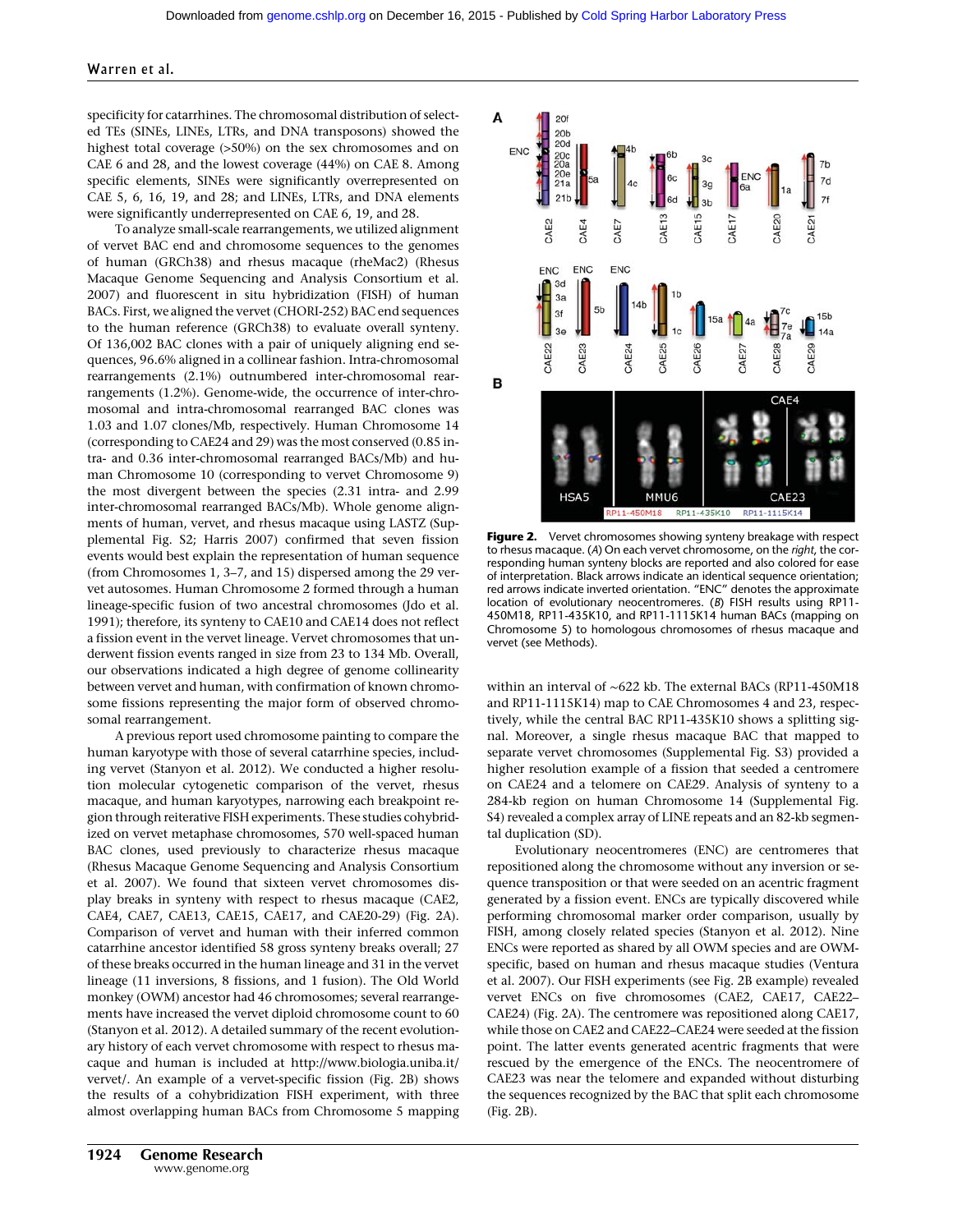specificity for catarrhines. The chromosomal distribution of selected TEs (SINEs, LINEs, LTRs, and DNA transposons) showed the highest total coverage (>50%) on the sex chromosomes and on CAE 6 and 28, and the lowest coverage (44%) on CAE 8. Among specific elements, SINEs were significantly overrepresented on CAE 5, 6, 16, 19, and 28; and LINEs, LTRs, and DNA elements were significantly underrepresented on CAE 6, 19, and 28.

To analyze small-scale rearrangements, we utilized alignment of vervet BAC end and chromosome sequences to the genomes of human (GRCh38) and rhesus macaque (rheMac2) (Rhesus Macaque Genome Sequencing and Analysis Consortium et al. 2007) and fluorescent in situ hybridization (FISH) of human BACs. First, we aligned the vervet (CHORI-252) BAC end sequences to the human reference (GRCh38) to evaluate overall synteny. Of 136,002 BAC clones with a pair of uniquely aligning end sequences, 96.6% aligned in a collinear fashion. Intra-chromosomal rearrangements (2.1%) outnumbered inter-chromosomal rearrangements (1.2%). Genome-wide, the occurrence of inter-chromosomal and intra-chromosomal rearranged BAC clones was 1.03 and 1.07 clones/Mb, respectively. Human Chromosome 14 (corresponding to CAE24 and 29) was the most conserved (0.85 intra- and 0.36 inter-chromosomal rearranged BACs/Mb) and human Chromosome 10 (corresponding to vervet Chromosome 9) the most divergent between the species (2.31 intra- and 2.99 inter-chromosomal rearranged BACs/Mb). Whole genome alignments of human, vervet, and rhesus macaque using LASTZ (Supplemental Fig. S2; Harris 2007) confirmed that seven fission events would best explain the representation of human sequence (from Chromosomes 1, 3–7, and 15) dispersed among the 29 vervet autosomes. Human Chromosome 2 formed through a human lineage-specific fusion of two ancestral chromosomes (Jdo et al. 1991); therefore, its synteny to CAE10 and CAE14 does not reflect a fission event in the vervet lineage. Vervet chromosomes that underwent fission events ranged in size from 23 to 134 Mb. Overall, our observations indicated a high degree of genome collinearity between vervet and human, with confirmation of known chromosome fissions representing the major form of observed chromosomal rearrangement.

A previous report used chromosome painting to compare the human karyotype with those of several catarrhine species, including vervet (Stanyon et al. 2012). We conducted a higher resolution molecular cytogenetic comparison of the vervet, rhesus macaque, and human karyotypes, narrowing each breakpoint region through reiterative FISH experiments. These studies cohybridized on vervet metaphase chromosomes, 570 well-spaced human BAC clones, used previously to characterize rhesus macaque (Rhesus Macaque Genome Sequencing and Analysis Consortium et al. 2007). We found that sixteen vervet chromosomes display breaks in synteny with respect to rhesus macaque (CAE2, CAE4, CAE7, CAE13, CAE15, CAE17, and CAE20-29) (Fig. 2A). Comparison of vervet and human with their inferred common catarrhine ancestor identified 58 gross synteny breaks overall; 27 of these breaks occurred in the human lineage and 31 in the vervet lineage (11 inversions, 8 fissions, and 1 fusion). The Old World monkey (OWM) ancestor had 46 chromosomes; several rearrangements have increased the vervet diploid chromosome count to 60 (Stanyon et al. 2012). A detailed summary of the recent evolutionary history of each vervet chromosome with respect to rhesus macaque and human is included at http://www.biologia.uniba.it/vervet/. An example of a vervet-specific fission (Fig. 2B) shows the results of a cohybridization FISH experiment, with three almost overlapping human BACs from Chromosome 5 mapping within an interval of ~622 kb. The external BACs (RP11-450M18 and RP11-1115K14) map to CAE Chromosomes 4 and 23, respectively, while the central BAC RP11-435K10 shows a splitting signal. Moreover, a single rhesus macaque BAC that mapped to separate vervet chromosomes (Supplemental Fig. S3) provided a higher resolution example of a fission that seeded a centromere on CAE24 and a telomere on CAE29. Analysis of synteny to a 284-kb region on human Chromosome 14 (Supplemental Fig. S4) revealed a complex array of LINE repeats and an 82-kb segmental duplication (SD).

**Figure 2.** Vervet chromosomes showing synteny breakage with respect to rhesus macaque. (*A*) On each vervet chromosome, on the *right*, the corresponding human synteny blocks are reported and also colored for ease of interpretation. Black arrows indicate an identical sequence orientation; red arrows indicate inverted orientation. "ENC" denotes the approximate location of evolutionary neocentromeres. (*B*) FISH results using RP11-450M18, RP11-435K10, and RP11-1115K14 human BACs (mapping on Chromosome 5) to homologous chromosomes of rhesus macaque and vervet (see Methods).

Evolutionary neocentromeres (ENC) are centromeres that repositioned along the chromosome without any inversion or sequence transposition or that were seeded on an acentric fragment generated by a fission event. ENCs are typically discovered while performing chromosomal marker order comparison, usually by FISH, among closely related species (Stanyon et al. 2012). Nine ENCs were reported as shared by all OWM species and are OWM-specific, based on human and rhesus macaque studies (Ventura et al. 2007). Our FISH experiments (see Fig. 2B example) revealed vervet ENCs on five chromosomes (CAE2, CAE17, CAE22–CAE24) (Fig. 2A). The centromere was repositioned along CAE17, while those on CAE2 and CAE22–CAE24 were seeded at the fission point. The latter events generated acentric fragments that were rescued by the emergence of the ENCs. The neocentromere of CAE23 was near the telomere and expanded without disturbing the sequences recognized by the BAC that split each chromosome (Fig. 2B).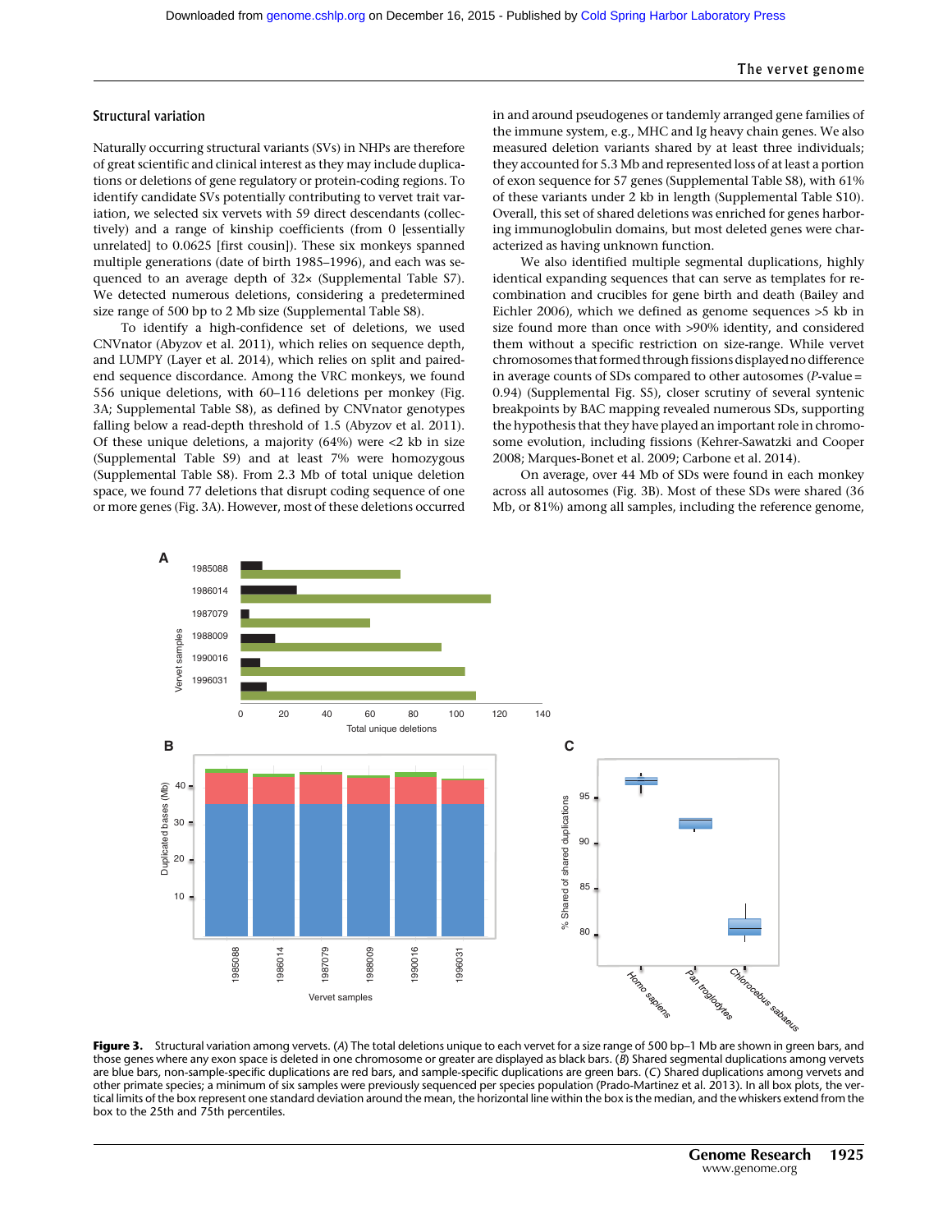## Structural variation

Naturally occurring structural variants (SVs) in NHPs are therefore of great scientific and clinical interest as they may include duplications or deletions of gene regulatory or protein-coding regions. To identify candidate SVs potentially contributing to vervet trait variation, we selected six vervets with 59 direct descendants (collectively) and a range of kinship coefficients (from 0 [essentially unrelated] to 0.0625 [first cousin]). These six monkeys spanned multiple generations (date of birth 1985–1996), and each was sequenced to an average depth of 32× (Supplemental Table S7). We detected numerous deletions, considering a predetermined size range of 500 bp to 2 Mb size (Supplemental Table S8).

To identify a high-confidence set of deletions, we used CNVnator (Abyzov et al. 2011), which relies on sequence depth, and LUMPY (Layer et al. 2014), which relies on split and paired-end sequence discordance. Among the VRC monkeys, we found 556 unique deletions, with 60–116 deletions per monkey (Fig. 3A; Supplemental Table S8), as defined by CNVnator genotypes falling below a read-depth threshold of 1.5 (Abyzov et al. 2011). Of these unique deletions, a majority (64%) were <2 kb in size (Supplemental Table S9) and at least 7% were homozygous (Supplemental Table S8). From 2.3 Mb of total unique deletion space, we found 77 deletions that disrupt coding sequence of one or more genes (Fig. 3A). However, most of these deletions occurred in and around pseudogenes or tandemly arranged gene families of the immune system, e.g., MHC and Ig heavy chain genes. We also measured deletion variants shared by at least three individuals; they accounted for 5.3 Mb and represented loss of at least a portion of exon sequence for 57 genes (Supplemental Table S8), with 61% of these variants under 2 kb in length (Supplemental Table S10). Overall, this set of shared deletions was enriched for genes harboring immunoglobulin domains, but most deleted genes were characterized as having unknown function.

We also identified multiple segmental duplications, highly identical expanding sequences that can serve as templates for recombination and crucibles for gene birth and death (Bailey and Eichler 2006), which we defined as genome sequences >5 kb in size found more than once with >90% identity, and considered them without a specific restriction on size-range. While vervet chromosomes that formed through fissions displayed no difference in average counts of SDs compared to other autosomes ($P$-value = 0.94) (Supplemental Fig. S5), closer scrutiny of several syntenic breakpoints by BAC mapping revealed numerous SDs, supporting the hypothesis that they have played an important role in chromosome evolution, including fissions (Kehrer-Sawatzki and Cooper 2008; Marques-Bonet et al. 2009; Carbone et al. 2014).

On average, over 44 Mb of SDs were found in each monkey across all autosomes (Fig. 3B). Most of these SDs were shared (36 Mb, or 81%) among all samples, including the reference genome,

**Figure 3.** Structural variation among vervets. (*A*) The total deletions unique to each vervet for a size range of 500 bp–1 Mb are shown in green bars, and those genes where any exon space is deleted in one chromosome or greater are displayed as black bars. (*B*) Shared segmental duplications among vervets are blue bars, non-sample-specific duplications are red bars, and sample-specific duplications are green bars. (*C*) Shared duplications among vervets and other primate species; a minimum of six samples were previously sequenced per species population (Prado-Martinez et al. 2013). In all box plots, the vertical limits of the box represent one standard deviation around the mean, the horizontal line within the box is the median, and the whiskers extend from the box to the 25th and 75th percentiles.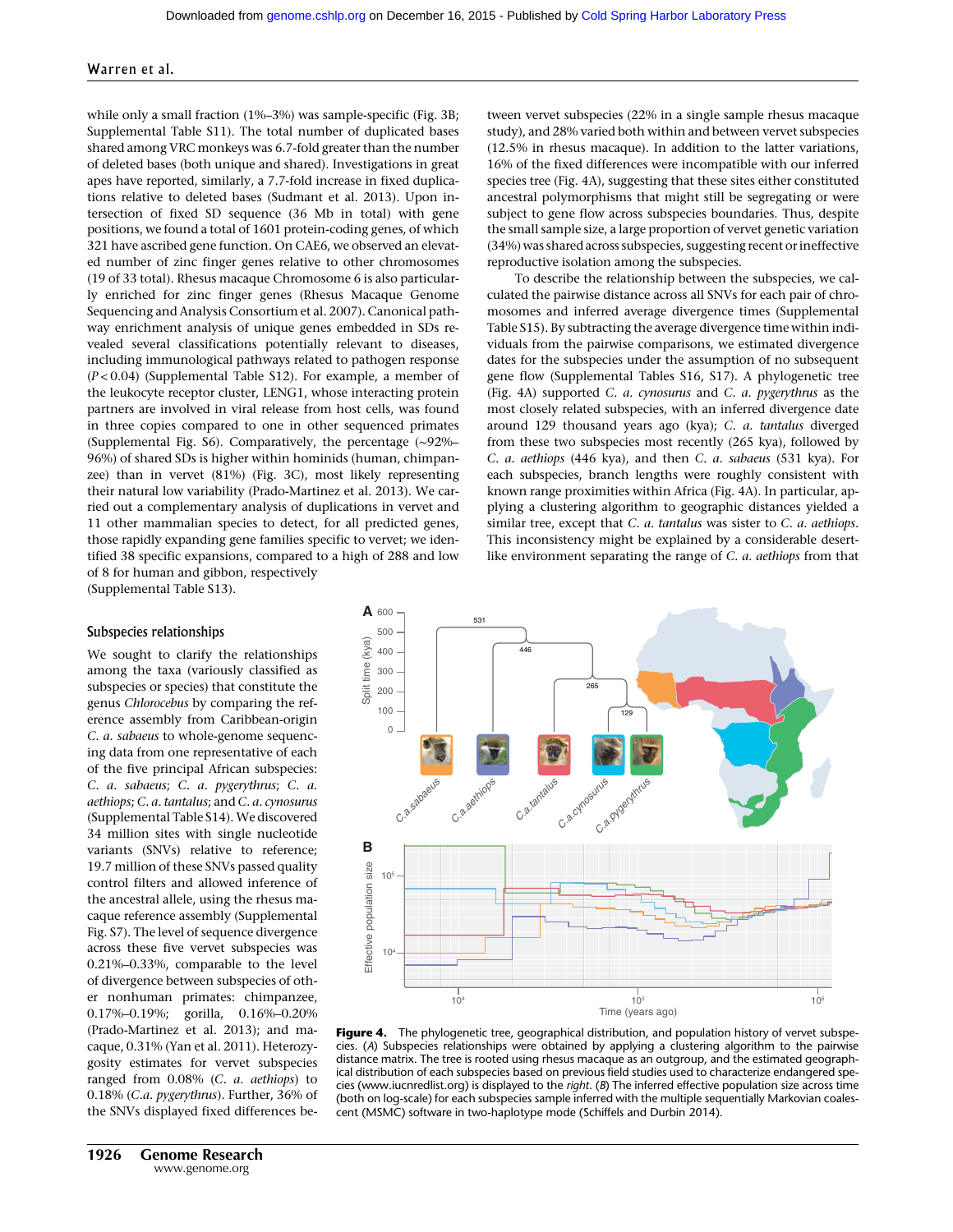while only a small fraction (1%–3%) was sample-specific (Fig. 3B; Supplemental Table S11). The total number of duplicated bases shared among VRC monkeys was 6.7-fold greater than the number of deleted bases (both unique and shared). Investigations in great apes have reported, similarly, a 7.7-fold increase in fixed duplications relative to deleted bases (Sudmant et al. 2013). Upon intersection of fixed SD sequence (36 Mb in total) with gene positions, we found a total of 1601 protein-coding genes, of which 321 have ascribed gene function. On CAE6, we observed an elevated number of zinc finger genes relative to other chromosomes (19 of 33 total). Rhesus macaque Chromosome 6 is also particularly enriched for zinc finger genes (Rhesus Macaque Genome Sequencing and Analysis Consortium et al. 2007). Canonical pathway enrichment analysis of unique genes embedded in SDs revealed several classifications potentially relevant to diseases, including immunological pathways related to pathogen response ($P < 0.04$) (Supplemental Table S12). For example, a member of the leukocyte receptor cluster, LENG1, whose interacting protein partners are involved in viral release from host cells, was found in three copies compared to one in other sequenced primates (Supplemental Fig. S6). Comparatively, the percentage (~92%–96%) of shared SDs is higher within hominids (human, chimpanzee) than in vervet (81%) (Fig. 3C), most likely representing their natural low variability (Prado-Martinez et al. 2013). We carried out a complementary analysis of duplications in vervet and 11 other mammalian species to detect, for all predicted genes, those rapidly expanding gene families specific to vervet; we identified 38 specific expansions, compared to a high of 288 and low of 8 for human and gibbon, respectively (Supplemental Table S13).

## Subspecies relationships

We sought to clarify the relationships among the taxa (variously classified as subspecies or species) that constitute the genus *Chlorocebus* by comparing the reference assembly from Caribbean-origin *C. a. sabaeus* to whole-genome sequencing data from one representative of each of the five principal African subspecies: *C. a. sabaeus*; *C. a. pygerythrus*; *C. a. aethiops*; *C. a. tantalus*; and *C. a. cynosurus* (Supplemental Table S14). We discovered 34 million sites with single nucleotide variants (SNVs) relative to reference; 19.7 million of these SNVs passed quality control filters and allowed inference of the ancestral allele, using the rhesus macaque reference assembly (Supplemental Fig. S7). The level of sequence divergence across these five vervet subspecies was 0.21%–0.33%, comparable to the level of divergence between subspecies of other nonhuman primates: chimpanzee, 0.17%–0.19%; gorilla, 0.16%–0.20% (Prado-Martinez et al. 2013); and macaque, 0.31% (Yan et al. 2011). Heterozygosity estimates for vervet subspecies ranged from 0.08% (*C. a. aethiops*) to 0.18% (*C.a. pygerythrus*). Further, 36% of the SNVs displayed fixed differences between vervet subspecies (22% in a single sample rhesus macaque study), and 28% varied both within and between vervet subspecies (12.5% in rhesus macaque). In addition to the latter variations, 16% of the fixed differences were incompatible with our inferred species tree (Fig. 4A), suggesting that these sites either constituted ancestral polymorphisms that might still be segregating or were subject to gene flow across subspecies boundaries. Thus, despite the small sample size, a large proportion of vervet genetic variation (34%) was shared across subspecies, suggesting recent or ineffective reproductive isolation among the subspecies.

To describe the relationship between the subspecies, we calculated the pairwise distance across all SNVs for each pair of chromosomes and inferred average divergence times (Supplemental Table S15). By subtracting the average divergence time within individuals from the pairwise comparisons, we estimated divergence dates for the subspecies under the assumption of no subsequent gene flow (Supplemental Tables S16, S17). A phylogenetic tree (Fig. 4A) supported *C. a. cynosurus* and *C. a. pygerythrus* as the most closely related subspecies, with an inferred divergence date around 129 thousand years ago (kya); *C. a. tantalus* diverged from these two subspecies most recently (265 kya), followed by *C. a. aethiops* (446 kya), and then *C. a. sabaeus* (531 kya). For each subspecies, branch lengths were roughly consistent with known range proximities within Africa (Fig. 4A). In particular, applying a clustering algorithm to geographic distances yielded a similar tree, except that *C. a. tantalus* was sister to *C. a. aethiops*. This inconsistency might be explained by a considerable desert-like environment separating the range of *C. a. aethiops* from that

**Figure 4.** The phylogenetic tree, geographical distribution, and population history of vervet subspecies. (*A*) Subspecies relationships were obtained by applying a clustering algorithm to the pairwise distance matrix. The tree is rooted using rhesus macaque as an outgroup, and the estimated geographical distribution of each subspecies based on previous field studies used to characterize endangered species (www.iucnredlist.org) is displayed to the *right*. (*B*) The inferred effective population size across time (both on log-scale) for each subspecies sample inferred with the multiple sequentially Markovian coalescent (MSMC) software in two-haplotype mode (Schiffels and Durbin 2014).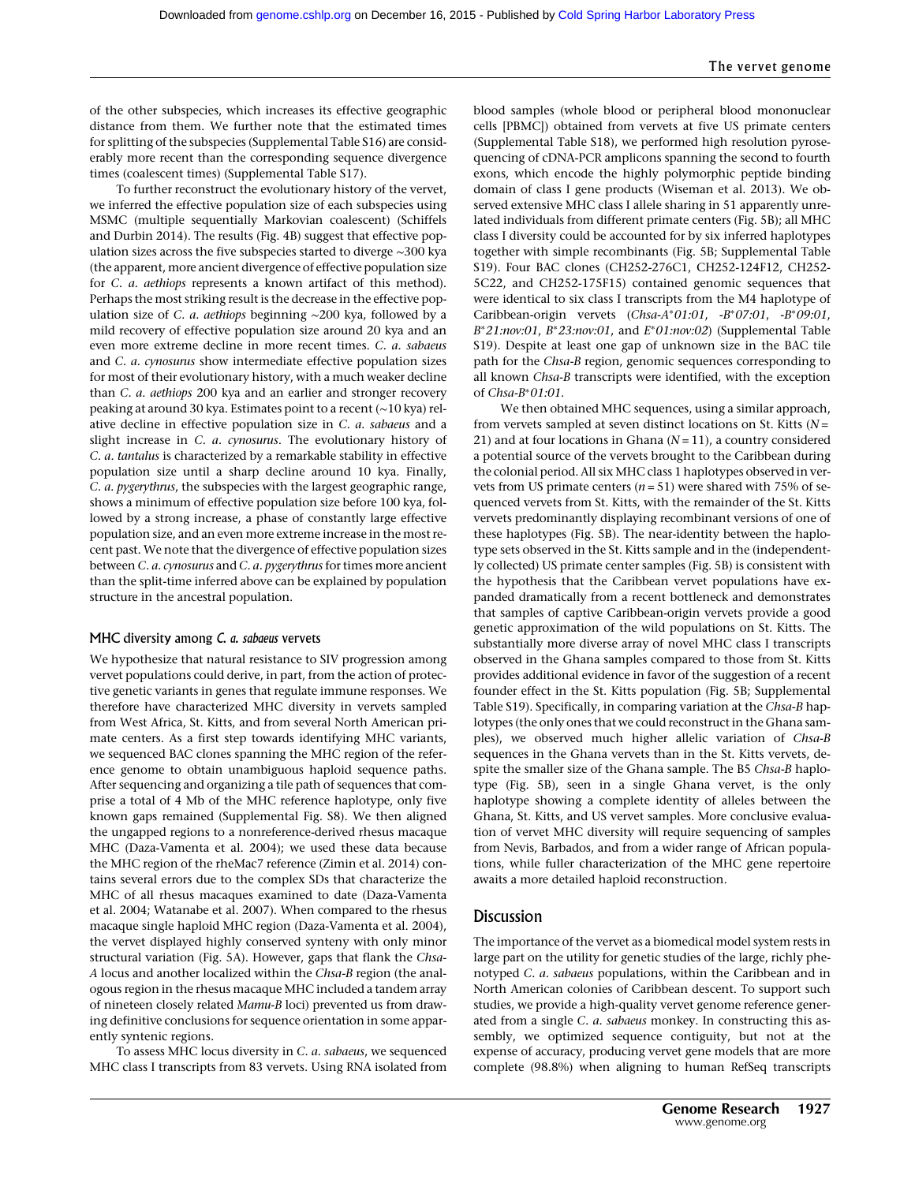of the other subspecies, which increases its effective geographic distance from them. We further note that the estimated times for splitting of the subspecies (Supplemental Table S16) are considerably more recent than the corresponding sequence divergence times (coalescent times) (Supplemental Table S17).

To further reconstruct the evolutionary history of the vervet, we inferred the effective population size of each subspecies using MSMC (multiple sequentially Markovian coalescent) (Schiffels and Durbin 2014). The results (Fig. 4B) suggest that effective population sizes across the five subspecies started to diverge ∼300 kya (the apparent, more ancient divergence of effective population size for *C. a. aethiops* represents a known artifact of this method). Perhaps the most striking result is the decrease in the effective population size of *C. a. aethiops* beginning ∼200 kya, followed by a mild recovery of effective population size around 20 kya and an even more extreme decline in more recent times. *C. a. sabaeus* and *C. a. cynosurus* show intermediate effective population sizes for most of their evolutionary history, with a much weaker decline than *C. a. aethiops* 200 kya and an earlier and stronger recovery peaking at around 30 kya. Estimates point to a recent (∼10 kya) relative decline in effective population size in *C. a. sabaeus* and a slight increase in *C. a. cynosurus*. The evolutionary history of *C. a. tantalus* is characterized by a remarkable stability in effective population size until a sharp decline around 10 kya. Finally, *C. a. pygerythrus*, the subspecies with the largest geographic range, shows a minimum of effective population size before 100 kya, followed by a strong increase, a phase of constantly large effective population size, and an even more extreme increase in the most recent past. We note that the divergence of effective population sizes between *C. a. cynosurus* and *C. a. pygerythrus* for times more ancient than the split-time inferred above can be explained by population structure in the ancestral population.

### MHC diversity among *C. a. sabaeus* vervets

We hypothesize that natural resistance to SIV progression among vervet populations could derive, in part, from the action of protective genetic variants in genes that regulate immune responses. We therefore have characterized MHC diversity in vervets sampled from West Africa, St. Kitts, and from several North American primate centers. As a first step towards identifying MHC variants, we sequenced BAC clones spanning the MHC region of the reference genome to obtain unambiguous haploid sequence paths. After sequencing and organizing a tile path of sequences that comprise a total of 4 Mb of the MHC reference haplotype, only five known gaps remained (Supplemental Fig. S8). We then aligned the ungapped regions to a nonreference-derived rhesus macaque MHC (Daza-Vamenta et al. 2004); we used these data because the MHC region of the rheMac7 reference (Zimin et al. 2014) contains several errors due to the complex SDs that characterize the MHC of all rhesus macaques examined to date (Daza-Vamenta et al. 2004; Watanabe et al. 2007). When compared to the rhesus macaque single haploid MHC region (Daza-Vamenta et al. 2004), the vervet displayed highly conserved synteny with only minor structural variation (Fig. 5A). However, gaps that flank the *Chsa-A* locus and another localized within the *Chsa-B* region (the analogous region in the rhesus macaque MHC included a tandem array of nineteen closely related *Mamu-B* loci) prevented us from drawing definitive conclusions for sequence orientation in some apparently syntenic regions.

To assess MHC locus diversity in *C. a. sabaeus*, we sequenced MHC class I transcripts from 83 vervets. Using RNA isolated from blood samples (whole blood or peripheral blood mononuclear cells [PBMC]) obtained from vervets at five US primate centers (Supplemental Table S18), we performed high resolution pyrosequencing of cDNA-PCR amplicons spanning the second to fourth exons, which encode the highly polymorphic peptide binding domain of class I gene products (Wiseman et al. 2013). We observed extensive MHC class I allele sharing in 51 apparently unrelated individuals from different primate centers (Fig. 5B); all MHC class I diversity could be accounted for by six inferred haplotypes together with simple recombinants (Fig. 5B; Supplemental Table S19). Four BAC clones (CH252-276C1, CH252-124F12, CH252-5C22, and CH252-175F15) contained genomic sequences that were identical to six class I transcripts from the M4 haplotype of Caribbean-origin vervets (*Chsa-A*01:01*, *-B*07:01*, *-B*09:01*, *B*21:nov:01*, *B*23:nov:01*, and *E*01:nov:02*) (Supplemental Table S19). Despite at least one gap of unknown size in the BAC tile path for the *Chsa-B* region, genomic sequences corresponding to all known *Chsa-B* transcripts were identified, with the exception of *Chsa-B*01:01*.

We then obtained MHC sequences, using a similar approach, from vervets sampled at seven distinct locations on St. Kitts ($N = 21$) and at four locations in Ghana ($N = 11$), a country considered a potential source of the vervets brought to the Caribbean during the colonial period. All six MHC class 1 haplotypes observed in vervets from US primate centers ($n = 51$) were shared with 75% of sequenced vervets from St. Kitts, with the remainder of the St. Kitts vervets predominantly displaying recombinant versions of one of these haplotypes (Fig. 5B). The near-identity between the haplotype sets observed in the St. Kitts sample and in the (independently collected) US primate center samples (Fig. 5B) is consistent with the hypothesis that the Caribbean vervet populations have expanded dramatically from a recent bottleneck and demonstrates that samples of captive Caribbean-origin vervets provide a good genetic approximation of the wild populations on St. Kitts. The substantially more diverse array of novel MHC class I transcripts observed in the Ghana samples compared to those from St. Kitts provides additional evidence in favor of the suggestion of a recent founder effect in the St. Kitts population (Fig. 5B; Supplemental Table S19). Specifically, in comparing variation at the *Chsa-B* haplotypes (the only ones that we could reconstruct in the Ghana samples), we observed much higher allelic variation of *Chsa-B* sequences in the Ghana vervets than in the St. Kitts vervets, despite the smaller size of the Ghana sample. The B5 *Chsa-B* haplotype (Fig. 5B), seen in a single Ghana vervet, is the only haplotype showing a complete identity of alleles between the Ghana, St. Kitts, and US vervet samples. More conclusive evaluation of vervet MHC diversity will require sequencing of samples from Nevis, Barbados, and from a wider range of African populations, while fuller characterization of the MHC gene repertoire awaits a more detailed haploid reconstruction.

## Discussion

The importance of the vervet as a biomedical model system rests in large part on the utility for genetic studies of the large, richly phenotyped *C. a. sabaeus* populations, within the Caribbean and in North American colonies of Caribbean descent. To support such studies, we provide a high-quality vervet genome reference generated from a single *C. a. sabaeus* monkey. In constructing this assembly, we optimized sequence contiguity, but not at the expense of accuracy, producing vervet gene models that are more complete (98.8%) when aligning to human RefSeq transcripts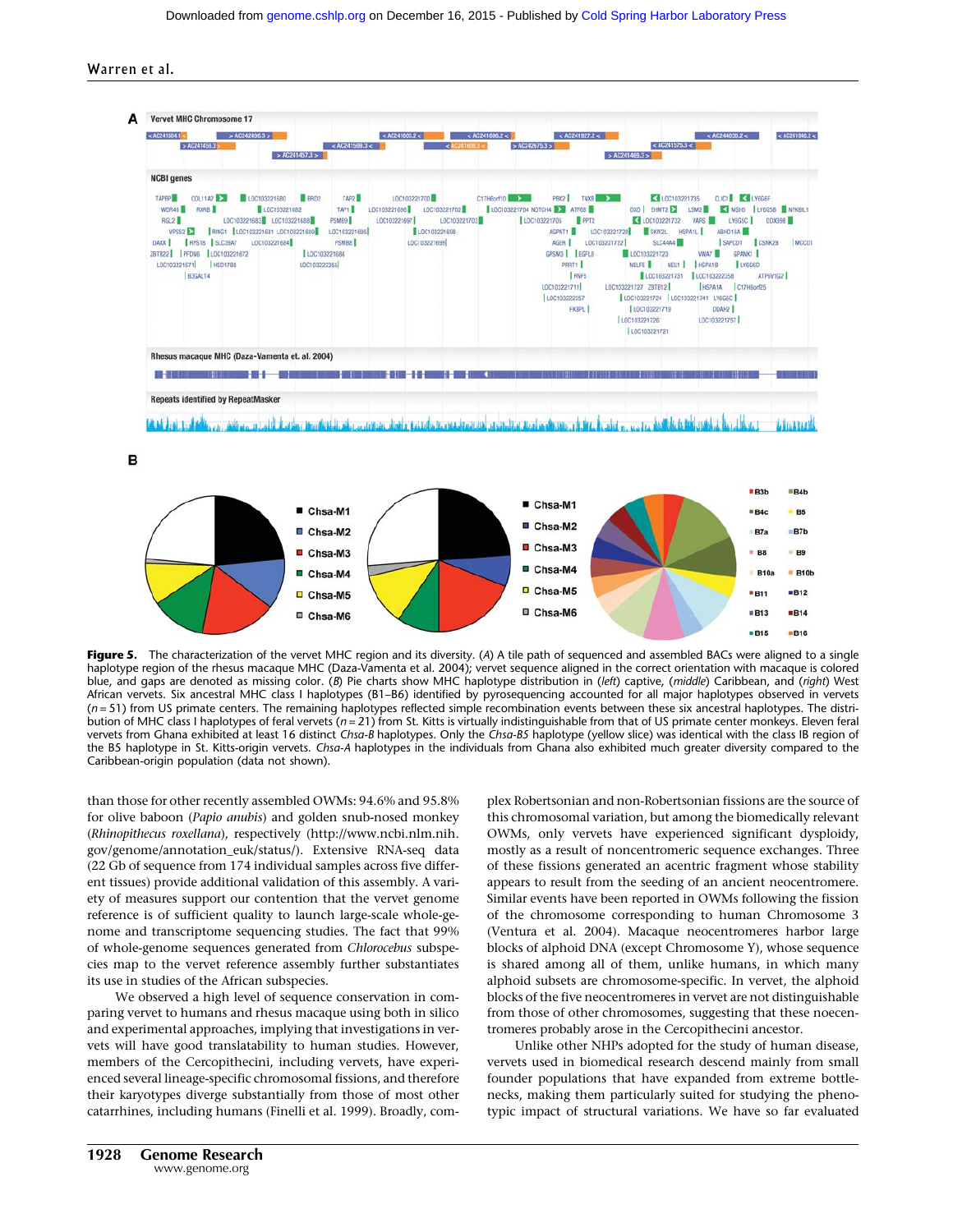**Figure 5.** The characterization of the vervet MHC region and its diversity. (*A*) A tile path of sequenced and assembled BACs were aligned to a single haplotype region of the rhesus macaque MHC (Daza-Vamenta et al. 2004); vervet sequence aligned in the correct orientation with macaque is colored blue, and gaps are denoted as missing color. (*B*) Pie charts show MHC haplotype distribution in (*left*) captive, (*middle*) Caribbean, and (*right*) West African vervets. Six ancestral MHC class I haplotypes (B1–B6) identified by pyrosequencing accounted for all major haplotypes observed in vervets ($n = 51$) from US primate centers. The remaining haplotypes reflected simple recombination events between these six ancestral haplotypes. The distribution of MHC class I haplotypes of feral vervets ($n = 21$) from St. Kitts is virtually indistinguishable from that of US primate center monkeys. Eleven feral vervets from Ghana exhibited at least 16 distinct *Chsa-B* haplotypes. Only the *Chsa-B5* haplotype (yellow slice) was identical with the class IB region of the B5 haplotype in St. Kitts-origin vervets. *Chsa-A* haplotypes in the individuals from Ghana also exhibited much greater diversity compared to the Caribbean-origin population (data not shown).

than those for other recently assembled OWMs: 94.6% and 95.8% for olive baboon (*Papio anubis*) and golden snub-nosed monkey (*Rhinopithecus roxellana*), respectively (http://www.ncbi.nlm.nih.gov/genome/annotation_euk/status/). Extensive RNA-seq data (22 Gb of sequence from 174 individual samples across five different tissues) provide additional validation of this assembly. A variety of measures support our contention that the vervet genome reference is of sufficient quality to launch large-scale whole-genome and transcriptome sequencing studies. The fact that 99% of whole-genome sequences generated from *Chlorocebus* subspecies map to the vervet reference assembly further substantiates its use in studies of the African subspecies.

We observed a high level of sequence conservation in comparing vervet to humans and rhesus macaque using both in silico and experimental approaches, implying that investigations in vervets will have good translatability to human studies. However, members of the Cercopithecini, including vervets, have experienced several lineage-specific chromosomal fissions, and therefore their karyotypes diverge substantially from those of most other catarrhines, including humans (Finelli et al. 1999). Broadly, complex Robertsonian and non-Robertsonian fissions are the source of this chromosomal variation, but among the biomedically relevant OWMs, only vervets have experienced significant dysploidy, mostly as a result of noncentromeric sequence exchanges. Three of these fissions generated an acentric fragment whose stability appears to result from the seeding of an ancient neocentromere. Similar events have been reported in OWMs following the fission of the chromosome corresponding to human Chromosome 3 (Ventura et al. 2004). Macaque neocentromeres harbor large blocks of alphoid DNA (except Chromosome Y), whose sequence is shared among all of them, unlike humans, in which many alphoid subsets are chromosome-specific. In vervet, the alphoid blocks of the five neocentromeres are not distinguishable from those of other chromosomes, suggesting that these noecentromeres probably arose in the Cercopithecini ancestor.

Unlike other NHPs adopted for the study of human disease, vervets used in biomedical research descend mainly from small founder populations that have expanded from extreme bottlenecks, making them particularly suited for studying the phenotypic impact of structural variations. We have so far evaluated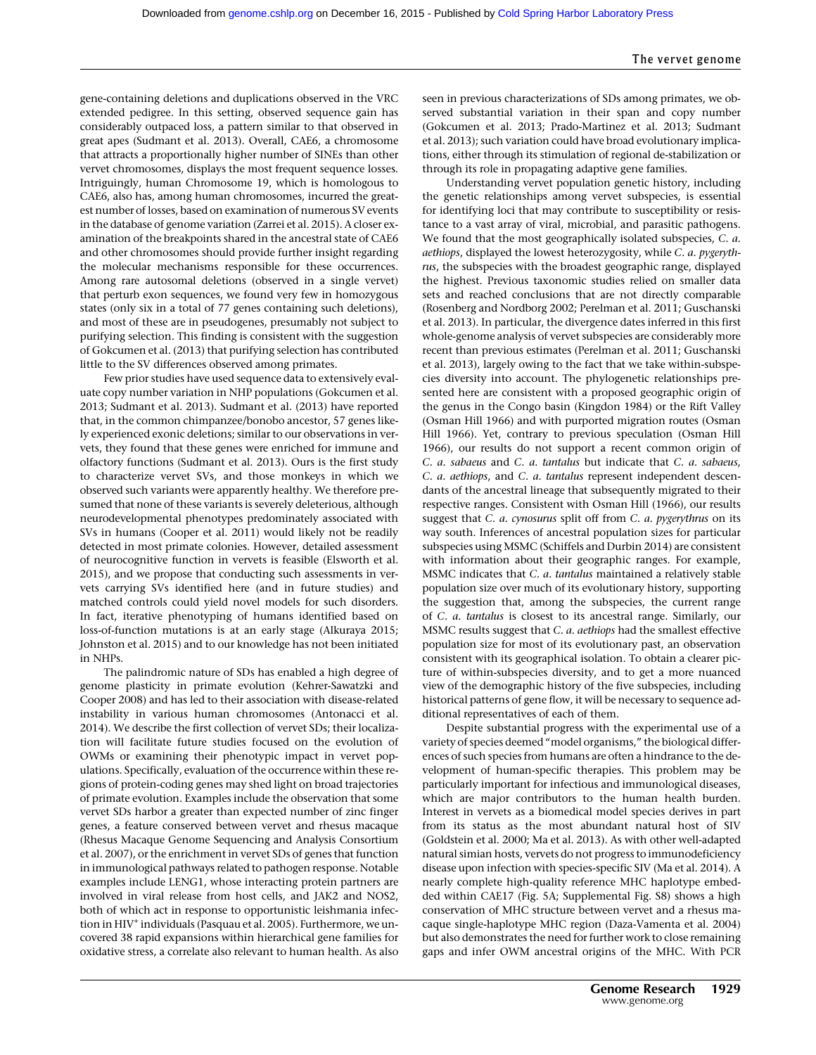gene-containing deletions and duplications observed in the VRC extended pedigree. In this setting, observed sequence gain has considerably outpaced loss, a pattern similar to that observed in great apes (Sudmant et al. 2013). Overall, CAE6, a chromosome that attracts a proportionally higher number of SINEs than other vervet chromosomes, displays the most frequent sequence losses. Intriguingly, human Chromosome 19, which is homologous to CAE6, also has, among human chromosomes, incurred the greatest number of losses, based on examination of numerous SV events in the database of genome variation (Zarrei et al. 2015). A closer examination of the breakpoints shared in the ancestral state of CAE6 and other chromosomes should provide further insight regarding the molecular mechanisms responsible for these occurrences. Among rare autosomal deletions (observed in a single vervet) that perturb exon sequences, we found very few in homozygous states (only six in a total of 77 genes containing such deletions), and most of these are in pseudogenes, presumably not subject to purifying selection. This finding is consistent with the suggestion of Gokcumen et al. (2013) that purifying selection has contributed little to the SV differences observed among primates.

Few prior studies have used sequence data to extensively evaluate copy number variation in NHP populations (Gokcumen et al. 2013; Sudmant et al. 2013). Sudmant et al. (2013) have reported that, in the common chimpanzee/bonobo ancestor, 57 genes likely experienced exonic deletions; similar to our observations in vervets, they found that these genes were enriched for immune and olfactory functions (Sudmant et al. 2013). Ours is the first study to characterize vervet SVs, and those monkeys in which we observed such variants were apparently healthy. We therefore presumed that none of these variants is severely deleterious, although neurodevelopmental phenotypes predominately associated with SVs in humans (Cooper et al. 2011) would likely not be readily detected in most primate colonies. However, detailed assessment of neurocognitive function in vervets is feasible (Elsworth et al. 2015), and we propose that conducting such assessments in vervets carrying SVs identified here (and in future studies) and matched controls could yield novel models for such disorders. In fact, iterative phenotyping of humans identified based on loss-of-function mutations is at an early stage (Alkuraya 2015; Johnston et al. 2015) and to our knowledge has not been initiated in NHPs.

The palindromic nature of SDs has enabled a high degree of genome plasticity in primate evolution (Kehrer-Sawatzki and Cooper 2008) and has led to their association with disease-related instability in various human chromosomes (Antonacci et al. 2014). We describe the first collection of vervet SDs; their localization will facilitate future studies focused on the evolution of OWMs or examining their phenotypic impact in vervet populations. Specifically, evaluation of the occurrence within these regions of protein-coding genes may shed light on broad trajectories of primate evolution. Examples include the observation that some vervet SDs harbor a greater than expected number of zinc finger genes, a feature conserved between vervet and rhesus macaque (Rhesus Macaque Genome Sequencing and Analysis Consortium et al. 2007), or the enrichment in vervet SDs of genes that function in immunological pathways related to pathogen response. Notable examples include LENG1, whose interacting protein partners are involved in viral release from host cells, and JAK2 and NOS2, both of which act in response to opportunistic leishmania infection in HIV+ individuals (Pasquau et al. 2005). Furthermore, we uncovered 38 rapid expansions within hierarchical gene families for oxidative stress, a correlate also relevant to human health. As also seen in previous characterizations of SDs among primates, we observed substantial variation in their span and copy number (Gokcumen et al. 2013; Prado-Martinez et al. 2013; Sudmant et al. 2013); such variation could have broad evolutionary implications, either through its stimulation of regional de-stabilization or through its role in propagating adaptive gene families.

Understanding vervet population genetic history, including the genetic relationships among vervet subspecies, is essential for identifying loci that may contribute to susceptibility or resistance to a vast array of viral, microbial, and parasitic pathogens. We found that the most geographically isolated subspecies, *C. a. aethiops*, displayed the lowest heterozygosity, while *C. a. pygerythrus*, the subspecies with the broadest geographic range, displayed the highest. Previous taxonomic studies relied on smaller data sets and reached conclusions that are not directly comparable (Rosenberg and Nordborg 2002; Perelman et al. 2011; Guschanski et al. 2013). In particular, the divergence dates inferred in this first whole-genome analysis of vervet subspecies are considerably more recent than previous estimates (Perelman et al. 2011; Guschanski et al. 2013), largely owing to the fact that we take within-subspecies diversity into account. The phylogenetic relationships presented here are consistent with a proposed geographic origin of the genus in the Congo basin (Kingdon 1984) or the Rift Valley (Osman Hill 1966) and with purported migration routes (Osman Hill 1966). Yet, contrary to previous speculation (Osman Hill 1966), our results do not support a recent common origin of *C. a. sabaeus* and *C. a. tantalus* but indicate that *C. a. sabaeus*, *C. a. aethiops*, and *C. a. tantalus* represent independent descendants of the ancestral lineage that subsequently migrated to their respective ranges. Consistent with Osman Hill (1966), our results suggest that *C. a. cynosurus* split off from *C. a. pygerythrus* on its way south. Inferences of ancestral population sizes for particular subspecies using MSMC (Schiffels and Durbin 2014) are consistent with information about their geographic ranges. For example, MSMC indicates that *C. a. tantalus* maintained a relatively stable population size over much of its evolutionary history, supporting the suggestion that, among the subspecies, the current range of *C. a. tantalus* is closest to its ancestral range. Similarly, our MSMC results suggest that *C. a. aethiops* had the smallest effective population size for most of its evolutionary past, an observation consistent with its geographical isolation. To obtain a clearer picture of within-subspecies diversity, and to get a more nuanced view of the demographic history of the five subspecies, including historical patterns of gene flow, it will be necessary to sequence additional representatives of each of them.

Despite substantial progress with the experimental use of a variety of species deemed "model organisms," the biological differences of such species from humans are often a hindrance to the development of human-specific therapies. This problem may be particularly important for infectious and immunological diseases, which are major contributors to the human health burden. Interest in vervets as a biomedical model species derives in part from its status as the most abundant natural host of SIV (Goldstein et al. 2000; Ma et al. 2013). As with other well-adapted natural simian hosts, vervets do not progress to immunodeficiency disease upon infection with species-specific SIV (Ma et al. 2014). A nearly complete high-quality reference MHC haplotype embedded within CAE17 (Fig. 5A; Supplemental Fig. S8) shows a high conservation of MHC structure between vervet and a rhesus macaque single-haplotype MHC region (Daza-Vamenta et al. 2004) but also demonstrates the need for further work to close remaining gaps and infer OWM ancestral origins of the MHC. With PCR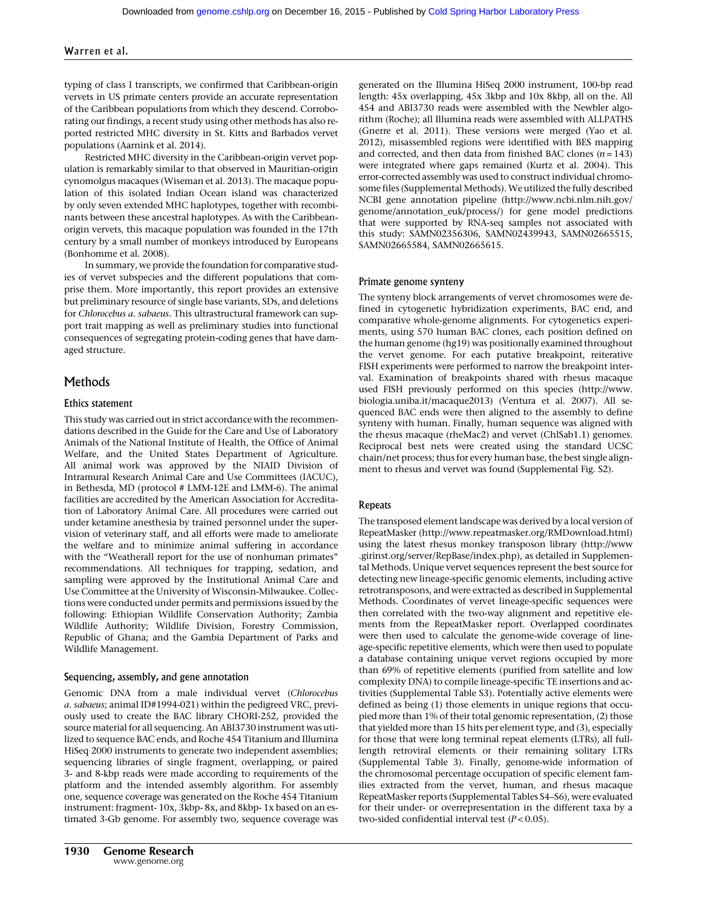typing of class I transcripts, we confirmed that Caribbean-origin vervets in US primate centers provide an accurate representation of the Caribbean populations from which they descend. Corroborating our findings, a recent study using other methods has also reported restricted MHC diversity in St. Kitts and Barbados vervet populations (Aarnink et al. 2014).

Restricted MHC diversity in the Caribbean-origin vervet population is remarkably similar to that observed in Mauritian-origin cynomolgus macaques (Wiseman et al. 2013). The macaque population of this isolated Indian Ocean island was characterized by only seven extended MHC haplotypes, together with recombinants between these ancestral haplotypes. As with the Caribbean-origin vervets, this macaque population was founded in the 17th century by a small number of monkeys introduced by Europeans (Bonhomme et al. 2008).

In summary, we provide the foundation for comparative studies of vervet subspecies and the different populations that comprise them. More importantly, this report provides an extensive but preliminary resource of single base variants, SDs, and deletions for *Chlorocebus a. sabaeus*. This ultrastructural framework can support trait mapping as well as preliminary studies into functional consequences of segregating protein-coding genes that have damaged structure.

# Methods

## Ethics statement

This study was carried out in strict accordance with the recommendations described in the Guide for the Care and Use of Laboratory Animals of the National Institute of Health, the Office of Animal Welfare, and the United States Department of Agriculture. All animal work was approved by the NIAID Division of Intramural Research Animal Care and Use Committees (IACUC), in Bethesda, MD (protocol # LMM-12E and LMM-6). The animal facilities are accredited by the American Association for Accreditation of Laboratory Animal Care. All procedures were carried out under ketamine anesthesia by trained personnel under the supervision of veterinary staff, and all efforts were made to ameliorate the welfare and to minimize animal suffering in accordance with the "Weatherall report for the use of nonhuman primates" recommendations. All techniques for trapping, sedation, and sampling were approved by the Institutional Animal Care and Use Committee at the University of Wisconsin-Milwaukee. Collections were conducted under permits and permissions issued by the following: Ethiopian Wildlife Conservation Authority; Zambia Wildlife Authority; Wildlife Division, Forestry Commission, Republic of Ghana; and the Gambia Department of Parks and Wildlife Management.

## Sequencing, assembly, and gene annotation

Genomic DNA from a male individual vervet (*Chlorocebus a. sabaeus*; animal ID#1994-021) within the pedigreed VRC, previously used to create the BAC library CHORI-252, provided the source material for all sequencing. An ABI3730 instrument was utilized to sequence BAC ends, and Roche 454 Titanium and Illumina HiSeq 2000 instruments to generate two independent assemblies; sequencing libraries of single fragment, overlapping, or paired 3- and 8-kbp reads were made according to requirements of the platform and the intended assembly algorithm. For assembly one, sequence coverage was generated on the Roche 454 Titanium instrument: fragment- 10x, 3kbp- 8x, and 8kbp- 1x based on an estimated 3-Gb genome. For assembly two, sequence coverage was generated on the Illumina HiSeq 2000 instrument, 100-bp read length: 45x overlapping, 45x 3kbp and 10x 8kbp, all on the. All 454 and ABI3730 reads were assembled with the Newbler algorithm (Roche); all Illumina reads were assembled with ALLPATHS (Gnerre et al. 2011). These versions were merged (Yao et al. 2012), misassembled regions were identified with BES mapping and corrected, and then data from finished BAC clones ($n = 143$) were integrated where gaps remained (Kurtz et al. 2004). This error-corrected assembly was used to construct individual chromosome files (Supplemental Methods). We utilized the fully described NCBI gene annotation pipeline (http://www.ncbi.nlm.nih.gov/genome/annotation_euk/process/) for gene model predictions that were supported by RNA-seq samples not associated with this study: SAMN02356306, SAMN02439943, SAMN02665515, SAMN02665584, SAMN02665615.

## Primate genome synteny

The synteny block arrangements of vervet chromosomes were defined in cytogenetic hybridization experiments, BAC end, and comparative whole-genome alignments. For cytogenetics experiments, using 570 human BAC clones, each position defined on the human genome (hg19) was positionally examined throughout the vervet genome. For each putative breakpoint, reiterative FISH experiments were performed to narrow the breakpoint interval. Examination of breakpoints shared with rhesus macaque used FISH previously performed on this species (http://www.biologia.uniba.it/macaque2013) (Ventura et al. 2007). All sequenced BAC ends were then aligned to the assembly to define synteny with human. Finally, human sequence was aligned with the rhesus macaque (rheMac2) and vervet (ChlSab1.1) genomes. Reciprocal best nets were created using the standard UCSC chain/net process; thus for every human base, the best single alignment to rhesus and vervet was found (Supplemental Fig. S2).

## Repeats

The transposed element landscape was derived by a local version of RepeatMasker (http://www.repeatmasker.org/RMDownload.html) using the latest rhesus monkey transposon library (http://www.girinst.org/server/RepBase/index.php), as detailed in Supplemental Methods. Unique vervet sequences represent the best source for detecting new lineage-specific genomic elements, including active retrotransposons, and were extracted as described in Supplemental Methods. Coordinates of vervet lineage-specific sequences were then correlated with the two-way alignment and repetitive elements from the RepeatMasker report. Overlapped coordinates were then used to calculate the genome-wide coverage of lineage-specific repetitive elements, which were then used to populate a database containing unique vervet regions occupied by more than 69% of repetitive elements (purified from satellite and low complexity DNA) to compile lineage-specific TE insertions and activities (Supplemental Table S3). Potentially active elements were defined as being (1) those elements in unique regions that occupied more than 1% of their total genomic representation, (2) those that yielded more than 15 hits per element type, and (3), especially for those that were long terminal repeat elements (LTRs), all full-length retroviral elements or their remaining solitary LTRs (Supplemental Table 3). Finally, genome-wide information of the chromosomal percentage occupation of specific element families extracted from the vervet, human, and rhesus macaque RepeatMasker reports (Supplemental Tables S4–S6), were evaluated for their under- or overrepresentation in the different taxa by a two-sided confidential interval test ($P < 0.05$).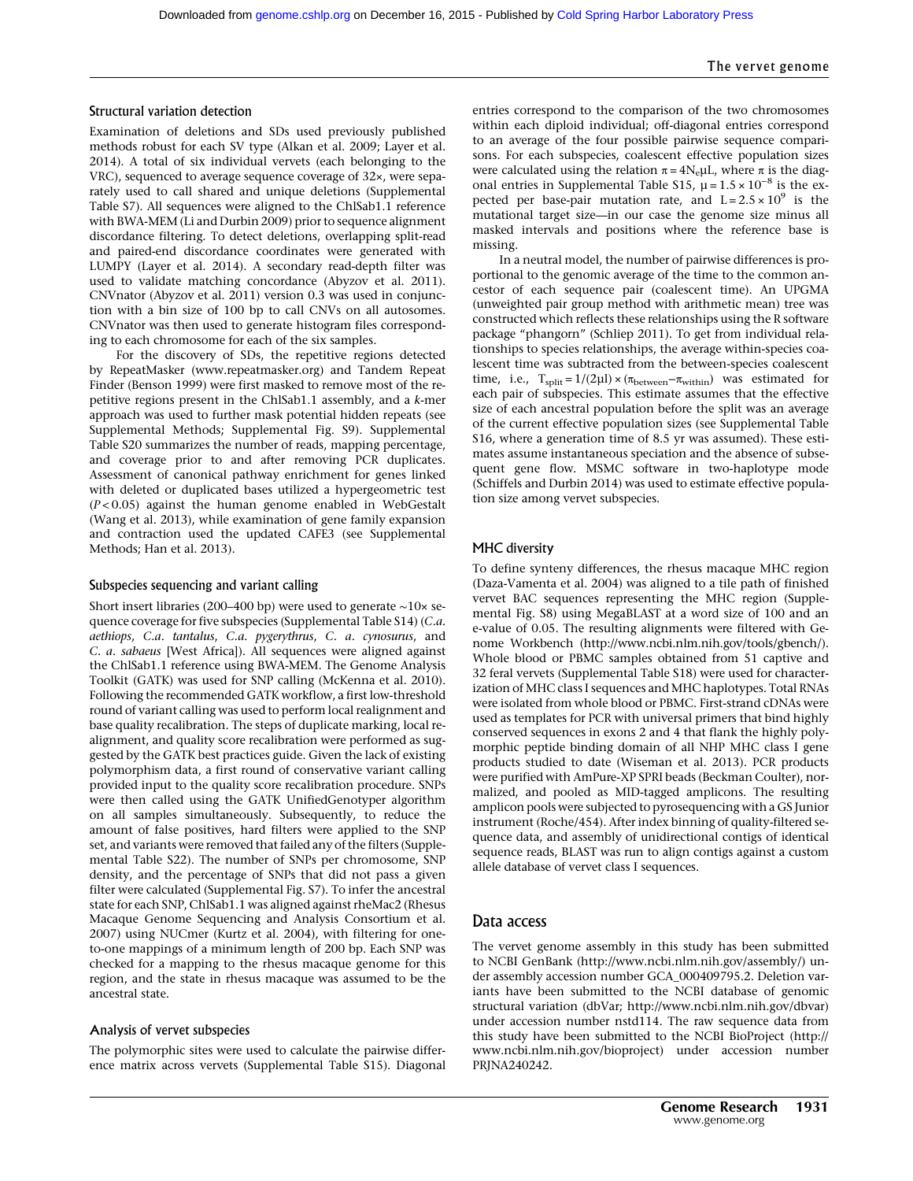### Structural variation detection

Examination of deletions and SDs used previously published methods robust for each SV type (Alkan et al. 2009; Layer et al. 2014). A total of six individual vervets (each belonging to the VRC), sequenced to average sequence coverage of 32×, were separately used to call shared and unique deletions (Supplemental Table S7). All sequences were aligned to the ChlSab1.1 reference with BWA-MEM (Li and Durbin 2009) prior to sequence alignment discordance filtering. To detect deletions, overlapping split-read and paired-end discordance coordinates were generated with LUMPY (Layer et al. 2014). A secondary read-depth filter was used to validate matching concordance (Abyzov et al. 2011). CNVnator (Abyzov et al. 2011) version 0.3 was used in conjunction with a bin size of 100 bp to call CNVs on all autosomes. CNVnator was then used to generate histogram files corresponding to each chromosome for each of the six samples.

For the discovery of SDs, the repetitive regions detected by RepeatMasker (www.repeatmasker.org) and Tandem Repeat Finder (Benson 1999) were first masked to remove most of the repetitive regions present in the ChlSab1.1 assembly, and a *k*-mer approach was used to further mask potential hidden repeats (see Supplemental Methods; Supplemental Fig. S9). Supplemental Table S20 summarizes the number of reads, mapping percentage, and coverage prior to and after removing PCR duplicates. Assessment of canonical pathway enrichment for genes linked with deleted or duplicated bases utilized a hypergeometric test ($P < 0.05$) against the human genome enabled in WebGestalt (Wang et al. 2013), while examination of gene family expansion and contraction used the updated CAFE3 (see Supplemental Methods; Han et al. 2013).

### Subspecies sequencing and variant calling

Short insert libraries (200–400 bp) were used to generate ~10× sequence coverage for five subspecies (Supplemental Table S14) (*C.a. aethiops*, *C.a. tantalus*, *C.a. pygerythrus*, *C. a. cynosurus*, and *C. a. sabaeus* [West Africa]). All sequences were aligned against the ChlSab1.1 reference using BWA-MEM. The Genome Analysis Toolkit (GATK) was used for SNP calling (McKenna et al. 2010). Following the recommended GATK workflow, a first low-threshold round of variant calling was used to perform local realignment and base quality recalibration. The steps of duplicate marking, local realignment, and quality score recalibration were performed as suggested by the GATK best practices guide. Given the lack of existing polymorphism data, a first round of conservative variant calling provided input to the quality score recalibration procedure. SNPs were then called using the GATK UnifiedGenotyper algorithm on all samples simultaneously. Subsequently, to reduce the amount of false positives, hard filters were applied to the SNP set, and variants were removed that failed any of the filters (Supplemental Table S22). The number of SNPs per chromosome, SNP density, and the percentage of SNPs that did not pass a given filter were calculated (Supplemental Fig. S7). To infer the ancestral state for each SNP, ChlSab1.1 was aligned against rheMac2 (Rhesus Macaque Genome Sequencing and Analysis Consortium et al. 2007) using NUCmer (Kurtz et al. 2004), with filtering for one-to-one mappings of a minimum length of 200 bp. Each SNP was checked for a mapping to the rhesus macaque genome for this region, and the state in rhesus macaque was assumed to be the ancestral state.

### Analysis of vervet subspecies

The polymorphic sites were used to calculate the pairwise difference matrix across vervets (Supplemental Table S15). Diagonal entries correspond to the comparison of the two chromosomes within each diploid individual; off-diagonal entries correspond to an average of the four possible pairwise sequence comparisons. For each subspecies, coalescent effective population sizes were calculated using the relation $\pi = 4N_e\mu L$, where $\pi$ is the diagonal entries in Supplemental Table S15, $\mu = 1.5 \times 10^{-8}$ is the expected per base-pair mutation rate, and $L = 2.5 \times 10^9$ is the mutational target size—in our case the genome size minus all masked intervals and positions where the reference base is missing.

In a neutral model, the number of pairwise differences is proportional to the genomic average of the time to the common ancestor of each sequence pair (coalescent time). An UPGMA (unweighted pair group method with arithmetic mean) tree was constructed which reflects these relationships using the R software package "phangorn" (Schliep 2011). To get from individual relationships to species relationships, the average within-species coalescent time was subtracted from the between-species coalescent time, i.e., $T_{split} = 1/(2\mu l) \times (\pi_{between} - \pi_{within})$ was estimated for each pair of subspecies. This estimate assumes that the effective size of each ancestral population before the split was an average of the current effective population sizes (see Supplemental Table S16, where a generation time of 8.5 yr was assumed). These estimates assume instantaneous speciation and the absence of subsequent gene flow. MSMC software in two-haplotype mode (Schiffels and Durbin 2014) was used to estimate effective population size among vervet subspecies.

### MHC diversity

To define synteny differences, the rhesus macaque MHC region (Daza-Vamenta et al. 2004) was aligned to a tile path of finished vervet BAC sequences representing the MHC region (Supplemental Fig. S8) using MegaBLAST at a word size of 100 and an e-value of 0.05. The resulting alignments were filtered with Genome Workbench (http://www.ncbi.nlm.nih.gov/tools/gbench/). Whole blood or PBMC samples obtained from 51 captive and 32 feral vervets (Supplemental Table S18) were used for characterization of MHC class I sequences and MHC haplotypes. Total RNAs were isolated from whole blood or PBMC. First-strand cDNAs were used as templates for PCR with universal primers that bind highly conserved sequences in exons 2 and 4 that flank the highly polymorphic peptide binding domain of all NHP MHC class I gene products studied to date (Wiseman et al. 2013). PCR products were purified with AmPure-XP SPRI beads (Beckman Coulter), normalized, and pooled as MID-tagged amplicons. The resulting amplicon pools were subjected to pyrosequencing with a GS Junior instrument (Roche/454). After index binning of quality-filtered sequence data, and assembly of unidirectional contigs of identical sequence reads, BLAST was run to align contigs against a custom allele database of vervet class I sequences.

## Data access

The vervet genome assembly in this study has been submitted to NCBI GenBank (http://www.ncbi.nlm.nih.gov/assembly/) under assembly accession number GCA_000409795.2. Deletion variants have been submitted to the NCBI database of genomic structural variation (dbVar; http://www.ncbi.nlm.nih.gov/dbvar) under accession number nstd114. The raw sequence data from this study have been submitted to the NCBI BioProject (http://www.ncbi.nlm.nih.gov/bioproject) under accession number PRJNA240242.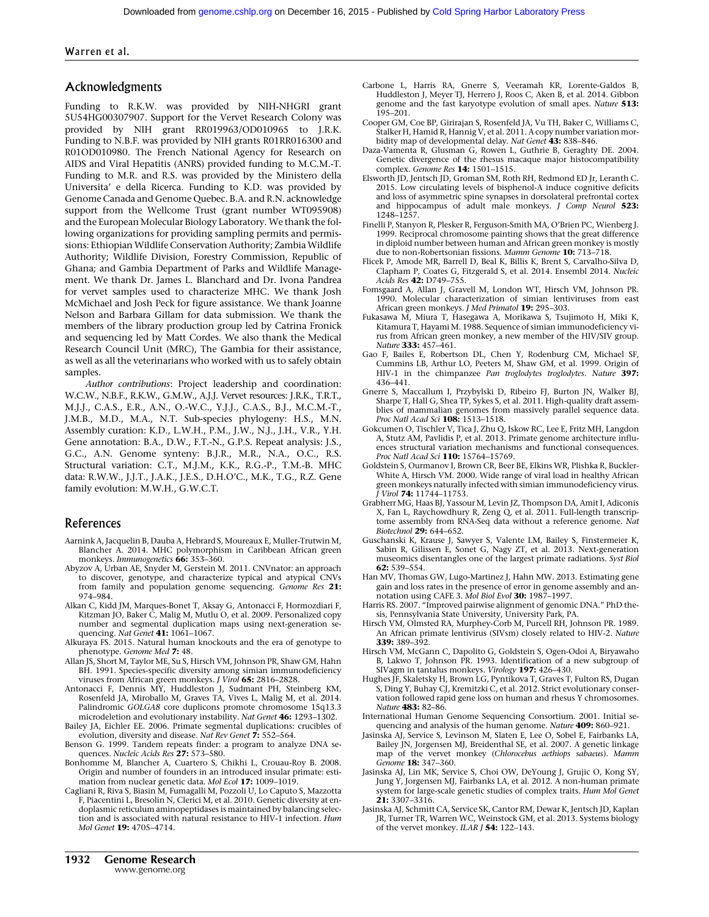## Acknowledgments

Funding to R.K.W. was provided by NIH-NHGRI grant 5U54HG00307907. Support for the Vervet Research Colony was provided by NIH grant RR019963/OD010965 to J.R.K. Funding to N.B.F. was provided by NIH grants R01RR016300 and R01OD010980. The French National Agency for Research on AIDS and Viral Hepatitis (ANRS) provided funding to M.C.M.-T. Funding to M.R. and R.S. was provided by the Ministero della Universita' e della Ricerca. Funding to K.D. was provided by Genome Canada and Genome Quebec. B.A. and R.N. acknowledge support from the Wellcome Trust (grant number WT095908) and the European Molecular Biology Laboratory. We thank the following organizations for providing sampling permits and permissions: Ethiopian Wildlife Conservation Authority; Zambia Wildlife Authority; Wildlife Division, Forestry Commission, Republic of Ghana; and Gambia Department of Parks and Wildlife Management. We thank Dr. James L. Blanchard and Dr. Ivona Pandrea for vervet samples used to characterize MHC. We thank Josh McMichael and Josh Peck for figure assistance. We thank Joanne Nelson and Barbara Gillam for data submission. We thank the members of the library production group led by Catrina Fronick and sequencing led by Matt Cordes. We also thank the Medical Research Council Unit (MRC), The Gambia for their assistance, as well as all the veterinarians who worked with us to safely obtain samples.

*Author contributions*: Project leadership and coordination: W.C.W., N.B.F., R.K.W., G.M.W., A.J.J. Vervet resources: J.R.K., T.R.T., M.J.J., C.A.S., E.R., A.N., O.-W.C., Y.J.J., C.A.S., B.J., M.C.M.-T., J.M.B., M.D., M.A., N.T. Sub-species phylogeny: H.S., M.N. Assembly curation: K.D., L.W.H., P.M., J.W., N.J., J.H., V.R., Y.H. Gene annotation: B.A., D.W., F.T.-N., G.P.S. Repeat analysis: J.S., G.C., A.N. Genome synteny: B.J.R., M.R., N.A., O.C., R.S. Structural variation: C.T., M.J.M., K.K., R.G.-P., T.M.-B. MHC data: R.W.W., J.J.T., J.A.K., J.E.S., D.H.O'C., M.K., T.G., R.Z. Gene family evolution: M.W.H., G.W.C.T.

## References

Aarnink A, Jacquelin B, Dauba A, Hebrard S, Moureaux E, Muller-Trutwin M, Blancher A. 2014. MHC polymorphism in Caribbean African green monkeys. *Immunogenetics* **66:** 353–360.

Abyzov A, Urban AE, Snyder M, Gerstein M. 2011. CNVnator: an approach to discover, genotype, and characterize typical and atypical CNVs from family and population genome sequencing. *Genome Res* **21:** 974–984.

Alkan C, Kidd JM, Marques-Bonet T, Aksay G, Antonacci F, Hormozdiari F, Kitzman JO, Baker C, Malig M, Mutlu O, et al. 2009. Personalized copy number and segmental duplication maps using next-generation sequencing. *Nat Genet* **41:** 1061–1067.

Alkuraya FS. 2015. Natural human knockouts and the era of genotype to phenotype. *Genome Med* **7:** 48.

Allan JS, Short M, Taylor ME, Su S, Hirsch VM, Johnson PR, Shaw GM, Hahn BH. 1991. Species-specific diversity among simian immunodeficiency viruses from African green monkeys. *J Virol* **65:** 2816–2828.

Antonacci F, Dennis MY, Huddleston J, Sudmant PH, Steinberg KM, Rosenfeld JA, Miroballo M, Graves TA, Vives L, Malig M, et al. 2014. Palindromic *GOLGA8* core duplicons promote chromosome 15q13.3 microdeletion and evolutionary instability. *Nat Genet* **46:** 1293–1302.

Bailey JA, Eichler EE. 2006. Primate segmental duplications: crucibles of evolution, diversity and disease. *Nat Rev Genet* **7:** 552–564.

Benson G. 1999. Tandem repeats finder: a program to analyze DNA sequences. *Nucleic Acids Res* **27:** 573–580.

Bonhomme M, Blancher A, Cuartero S, Chikhi L, Crouau-Roy B. 2008. Origin and number of founders in an introduced insular primate: estimation from nuclear genetic data. *Mol Ecol* **17:** 1009–1019.

Cagliani R, Riva S, Biasin M, Fumagalli M, Pozzoli U, Lo Caputo S, Mazzotta F, Piacentini L, Bresolin N, Clerici M, et al. 2010. Genetic diversity at endoplasmic reticulum aminopeptidases is maintained by balancing selection and is associated with natural resistance to HIV-1 infection. *Hum Mol Genet* **19:** 4705–4714.

Carbone L, Harris RA, Gnerre S, Veeramah KR, Lorente-Galdos B, Huddleston J, Meyer TJ, Herrero J, Roos C, Aken B, et al. 2014. Gibbon genome and the fast karyotype evolution of small apes. *Nature* **513:** 195–201.

Cooper GM, Coe BP, Girirajan S, Rosenfeld JA, Vu TH, Baker C, Williams C, Stalker H, Hamid R, Hannig V, et al. 2011. A copy number variation morbidity map of developmental delay. *Nat Genet* **43:** 838–846.

Daza-Vamenta R, Glusman G, Rowen L, Guthrie B, Geraghty DE. 2004. Genetic divergence of the rhesus macaque major histocompatibility complex. *Genome Res* **14:** 1501–1515.

Elsworth JD, Jentsch JD, Groman SM, Roth RH, Redmond ED Jr, Leranth C. 2015. Low circulating levels of bisphenol-A induce cognitive deficits and loss of asymmetric spine synapses in dorsolateral prefrontal cortex and hippocampus of adult male monkeys. *J Comp Neurol* **523:** 1248–1257.

Finelli P, Stanyon R, Plesker R, Ferguson-Smith MA, O'Brien PC, Wienberg J. 1999. Reciprocal chromosome painting shows that the great difference in diploid number between human and African green monkey is mostly due to non-Robertsonian fissions. *Mamm Genome* **10:** 713–718.

Flicek P, Amode MR, Barrell D, Beal K, Billis K, Brent S, Carvalho-Silva D, Clapham P, Coates G, Fitzgerald S, et al. 2014. Ensembl 2014. *Nucleic Acids Res* **42:** D749–755.

Fomsgaard A, Allan J, Gravell M, London WT, Hirsch VM, Johnson PR. 1990. Molecular characterization of simian lentiviruses from east African green monkeys. *J Med Primatol* **19:** 295–303.

Fukasawa M, Miura T, Hasegawa A, Morikawa S, Tsujimoto H, Miki K, Kitamura T, Hayami M. 1988. Sequence of simian immunodeficiency virus from African green monkey, a new member of the HIV/SIV group. *Nature* **333:** 457–461.

Gao F, Bailes E, Robertson DL, Chen Y, Rodenburg CM, Michael SF, Cummins LB, Arthur LO, Peeters M, Shaw GM, et al. 1999. Origin of HIV-1 in the chimpanzee *Pan troglodytes troglodytes*. *Nature* **397:** 436–441.

Gnerre S, Maccallum I, Przybylski D, Ribeiro FJ, Burton JN, Walker BJ, Sharpe T, Hall G, Shea TP, Sykes S, et al. 2011. High-quality draft assemblies of mammalian genomes from massively parallel sequence data. *Proc Natl Acad Sci* **108:** 1513–1518.

Gokcumen O, Tischler V, Tica J, Zhu Q, Iskow RC, Lee E, Fritz MH, Langdon A, Stutz AM, Pavlidis P, et al. 2013. Primate genome architecture influences structural variation mechanisms and functional consequences. *Proc Natl Acad Sci* **110:** 15764–15769.

Goldstein S, Ourmanov I, Brown CR, Beer BE, Elkins WR, Plishka R, Buckler-White A, Hirsch VM. 2000. Wide range of viral load in healthy African green monkeys naturally infected with simian immunodeficiency virus. *J Virol* **74:** 11744–11753.

Grabherr MG, Haas BJ, Yassour M, Levin JZ, Thompson DA, Amit I, Adiconis X, Fan L, Raychowdhury R, Zeng Q, et al. 2011. Full-length transcriptome assembly from RNA-Seq data without a reference genome. *Nat Biotechnol* **29:** 644–652.

Guschanski K, Krause J, Sawyer S, Valente LM, Bailey S, Finstermeier K, Sabin R, Gilissen E, Sonet G, Nagy ZT, et al. 2013. Next-generation museomics disentangles one of the largest primate radiations. *Syst Biol* **62:** 539–554.

Han MV, Thomas GW, Lugo-Martinez J, Hahn MW. 2013. Estimating gene gain and loss rates in the presence of error in genome assembly and annotation using CAFE 3. *Mol Biol Evol* **30:** 1987–1997.

Harris RS. 2007. "Improved pairwise alignment of genomic DNA." PhD thesis, Pennsylvania State University, University Park, PA.

Hirsch VM, Olmsted RA, Murphey-Corb M, Purcell RH, Johnson PR. 1989. An African primate lentivirus (SIVsm) closely related to HIV-2. *Nature* **339:** 389–392.

Hirsch VM, McGann C, Dapolito G, Goldstein S, Ogen-Odoi A, Biryawaho B, Lakwo T, Johnson PR. 1993. Identification of a new subgroup of SIVagm in tantalus monkeys. *Virology* **197:** 426–430.

Hughes JF, Skaletsky H, Brown LG, Pyntikova T, Graves T, Fulton RS, Dugan S, Ding Y, Buhay CJ, Kremitzki C, et al. 2012. Strict evolutionary conservation followed rapid gene loss on human and rhesus Y chromosomes. *Nature* **483:** 82–86.

International Human Genome Sequencing Consortium. 2001. Initial sequencing and analysis of the human genome. *Nature* **409:** 860–921.

Jasinska AJ, Service S, Levinson M, Slaten E, Lee O, Sobel E, Fairbanks LA, Bailey JN, Jorgensen MJ, Breidenthal SE, et al. 2007. A genetic linkage map of the vervet monkey (*Chlorocebus aethiops sabaeus*). *Mamm Genome* **18:** 347–360.

Jasinska AJ, Lin MK, Service S, Choi OW, DeYoung J, Grujic O, Kong SY, Jung Y, Jorgensen MJ, Fairbanks LA, et al. 2012. A non-human primate system for large-scale genetic studies of complex traits. *Hum Mol Genet* **21:** 3307–3316.

Jasinska AJ, Schmitt CA, Service SK, Cantor RM, Dewar K, Jentsch JD, Kaplan JR, Turner TR, Warren WC, Weinstock GM, et al. 2013. Systems biology of the vervet monkey. *ILAR J* **54:** 122–143.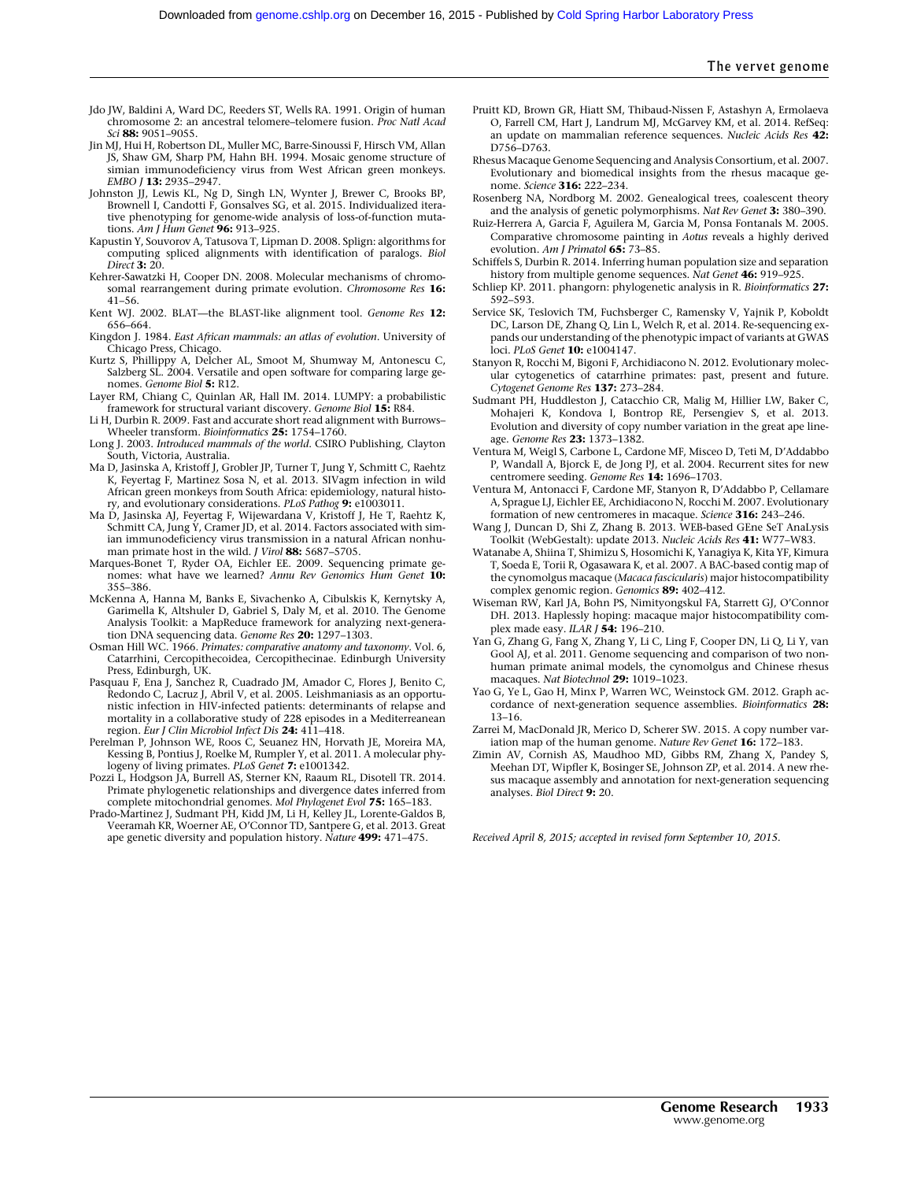Jdo JW, Baldini A, Ward DC, Reeders ST, Wells RA. 1991. Origin of human chromosome 2: an ancestral telomere–telomere fusion. *Proc Natl Acad Sci* **88:** 9051–9055.

Jin MJ, Hui H, Robertson DL, Muller MC, Barre-Sinoussi F, Hirsch VM, Allan JS, Shaw GM, Sharp PM, Hahn BH. 1994. Mosaic genome structure of simian immunodeficiency virus from West African green monkeys. *EMBO J* **13:** 2935–2947.

Johnston JJ, Lewis KL, Ng D, Singh LN, Wynter J, Brewer C, Brooks BP, Brownell I, Candotti F, Gonsalves SG, et al. 2015. Individualized iterative phenotyping for genome-wide analysis of loss-of-function mutations. *Am J Hum Genet* **96:** 913–925.

Kapustin Y, Souvorov A, Tatusova T, Lipman D. 2008. Splign: algorithms for computing spliced alignments with identification of paralogs. *Biol Direct* **3:** 20.

Kehrer-Sawatzki H, Cooper DN. 2008. Molecular mechanisms of chromosomal rearrangement during primate evolution. *Chromosome Res* **16:** 41–56.

Kent WJ. 2002. BLAT—the BLAST-like alignment tool. *Genome Res* **12:** 656–664.

Kingdon J. 1984. *East African mammals: an atlas of evolution*. University of Chicago Press, Chicago.

Kurtz S, Phillippy A, Delcher AL, Smoot M, Shumway M, Antonescu C, Salzberg SL. 2004. Versatile and open software for comparing large genomes. *Genome Biol* **5:** R12.

Layer RM, Chiang C, Quinlan AR, Hall IM. 2014. LUMPY: a probabilistic framework for structural variant discovery. *Genome Biol* **15:** R84.

Li H, Durbin R. 2009. Fast and accurate short read alignment with Burrows–Wheeler transform. *Bioinformatics* **25:** 1754–1760.

Long J. 2003. *Introduced mammals of the world*. CSIRO Publishing, Clayton South, Victoria, Australia.

Ma D, Jasinska A, Kristoff J, Grobler JP, Turner T, Jung Y, Schmitt C, Raehtz K, Feyertag F, Martinez Sosa N, et al. 2013. SIVagm infection in wild African green monkeys from South Africa: epidemiology, natural history, and evolutionary considerations. *PLoS Pathog* **9:** e1003011.

Ma D, Jasinska AJ, Feyertag F, Wijewardana V, Kristoff J, He T, Raehtz K, Schmitt CA, Jung Y, Cramer JD, et al. 2014. Factors associated with simian immunodeficiency virus transmission in a natural African nonhuman primate host in the wild. *J Virol* **88:** 5687–5705.

Marques-Bonet T, Ryder OA, Eichler EE. 2009. Sequencing primate genomes: what have we learned? *Annu Rev Genomics Hum Genet* **10:** 355–386.

McKenna A, Hanna M, Banks E, Sivachenko A, Cibulskis K, Kernytsky A, Garimella K, Altshuler D, Gabriel S, Daly M, et al. 2010. The Genome Analysis Toolkit: a MapReduce framework for analyzing next-generation DNA sequencing data. *Genome Res* **20:** 1297–1303.

Osman Hill WC. 1966. *Primates: comparative anatomy and taxonomy*. Vol. 6, Catarrhini, Cercopithecoidea, Cercopithecinae. Edinburgh University Press, Edinburgh, UK.

Pasquau F, Ena J, Sanchez R, Cuadrado JM, Amador C, Flores J, Benito C, Redondo C, Lacruz J, Abril V, et al. 2005. Leishmaniasis as an opportunistic infection in HIV-infected patients: determinants of relapse and mortality in a collaborative study of 228 episodes in a Mediterreanean region. *Eur J Clin Microbiol Infect Dis* **24:** 411–418.

Perelman P, Johnson WE, Roos C, Seuanez HN, Horvath JE, Moreira MA, Kessing B, Pontius J, Roelke M, Rumpler Y, et al. 2011. A molecular phylogeny of living primates. *PLoS Genet* **7:** e1001342.

Pozzi L, Hodgson JA, Burrell AS, Sterner KN, Raaum RL, Disotell TR. 2014. Primate phylogenetic relationships and divergence dates inferred from complete mitochondrial genomes. *Mol Phylogenet Evol* **75:** 165–183.

Prado-Martinez J, Sudmant PH, Kidd JM, Li H, Kelley JL, Lorente-Galdos B, Veeramah KR, Woerner AE, O'Connor TD, Santpere G, et al. 2013. Great ape genetic diversity and population history. *Nature* **499:** 471–475.

Pruitt KD, Brown GR, Hiatt SM, Thibaud-Nissen F, Astashyn A, Ermolaeva O, Farrell CM, Hart J, Landrum MJ, McGarvey KM, et al. 2014. RefSeq: an update on mammalian reference sequences. *Nucleic Acids Res* **42:** D756–D763.

Rhesus Macaque Genome Sequencing and Analysis Consortium, et al. 2007. Evolutionary and biomedical insights from the rhesus macaque genome. *Science* **316:** 222–234.

Rosenberg NA, Nordborg M. 2002. Genealogical trees, coalescent theory and the analysis of genetic polymorphisms. *Nat Rev Genet* **3:** 380–390.

Ruiz-Herrera A, Garcia F, Aguilera M, Garcia M, Ponsa Fontanals M. 2005. Comparative chromosome painting in *Aotus* reveals a highly derived evolution. *Am J Primatol* **65:** 73–85.

Schiffels S, Durbin R. 2014. Inferring human population size and separation history from multiple genome sequences. *Nat Genet* **46:** 919–925.

Schliep KP. 2011. phangorn: phylogenetic analysis in R. *Bioinformatics* **27:** 592–593.

Service SK, Teslovich TM, Fuchsberger C, Ramensky V, Yajnik P, Koboldt DC, Larson DE, Zhang Q, Lin L, Welch R, et al. 2014. Re-sequencing expands our understanding of the phenotypic impact of variants at GWAS loci. *PLoS Genet* **10:** e1004147.

Stanyon R, Rocchi M, Bigoni F, Archidiacono N. 2012. Evolutionary molecular cytogenetics of catarrhine primates: past, present and future. *Cytogenet Genome Res* **137:** 273–284.

Sudmant PH, Huddleston J, Catacchio CR, Malig M, Hillier LW, Baker C, Mohajeri K, Kondova I, Bontrop RE, Persengiev S, et al. 2013. Evolution and diversity of copy number variation in the great ape lineage. *Genome Res* **23:** 1373–1382.

Ventura M, Weigl S, Carbone L, Cardone MF, Misceo D, Teti M, D'Addabbo P, Wandall A, Bjorck E, de Jong PJ, et al. 2004. Recurrent sites for new centromere seeding. *Genome Res* **14:** 1696–1703.

Ventura M, Antonacci F, Cardone MF, Stanyon R, D'Addabbo P, Cellamare A, Sprague LJ, Eichler EE, Archidiacono N, Rocchi M. 2007. Evolutionary formation of new centromeres in macaque. *Science* **316:** 243–246.

Wang J, Duncan D, Shi Z, Zhang B. 2013. WEB-based GEne SeT AnaLysis Toolkit (WebGestalt): update 2013. *Nucleic Acids Res* **41:** W77–W83.

Watanabe A, Shiina T, Shimizu S, Hosomichi K, Yanagiya K, Kita YF, Kimura T, Soeda E, Torii R, Ogasawara K, et al. 2007. A BAC-based contig map of the cynomolgus macaque (*Macaca fascicularis*) major histocompatibility complex genomic region. *Genomics* **89:** 402–412.

Wiseman RW, Karl JA, Bohn PS, Nimityongskul FA, Starrett GJ, O'Connor DH. 2013. Haplessly hoping: macaque major histocompatibility complex made easy. *ILAR J* **54:** 196–210.

Yan G, Zhang G, Fang X, Zhang Y, Li C, Ling F, Cooper DN, Li Q, Li Y, van Gool AJ, et al. 2011. Genome sequencing and comparison of two nonhuman primate animal models, the cynomolgus and Chinese rhesus macaques. *Nat Biotechnol* **29:** 1019–1023.

Yao G, Ye L, Gao H, Minx P, Warren WC, Weinstock GM. 2012. Graph accordance of next-generation sequence assemblies. *Bioinformatics* **28:** 13–16.

Zarrei M, MacDonald JR, Merico D, Scherer SW. 2015. A copy number variation map of the human genome. *Nature Rev Genet* **16:** 172–183.

Zimin AV, Cornish AS, Maudhoo MD, Gibbs RM, Zhang X, Pandey S, Meehan DT, Wipfler K, Bosinger SE, Johnson ZP, et al. 2014. A new rhesus macaque assembly and annotation for next-generation sequencing analyses. *Biol Direct* **9:** 20.

*Received April 8, 2015; accepted in revised form September 10, 2015.*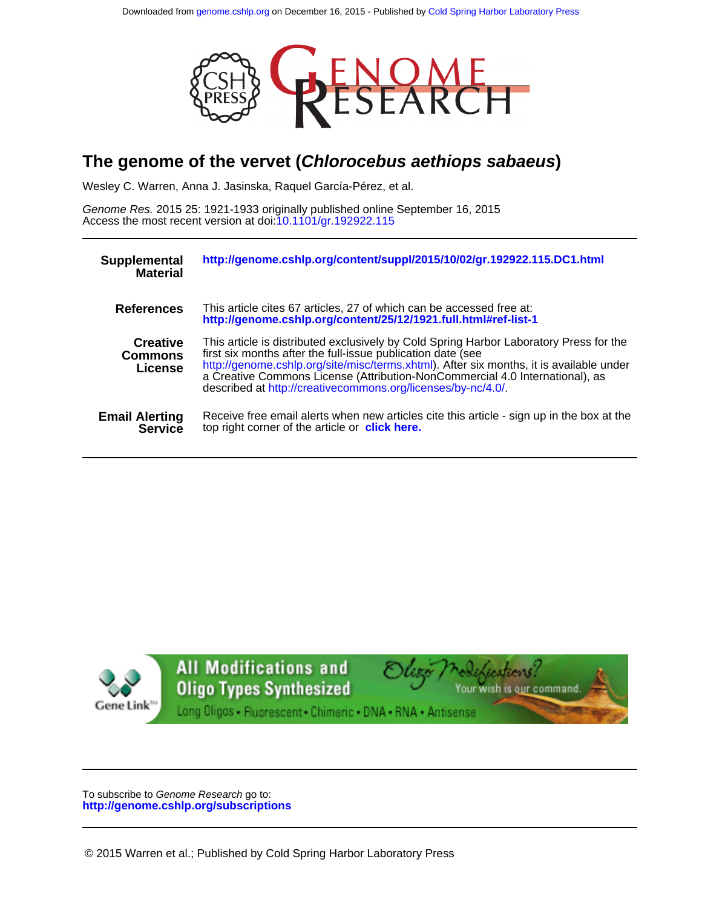Downloaded from genome.cshlp.org on December 16, 2015 - Published by Cold Spring Harbor Laboratory Press

# The genome of the vervet (*Chlorocebus aethiops sabaeus*)

Wesley C. Warren, Anna J. Jasinska, Raquel García-Pérez, et al.

*Genome Res.* 2015 25: 1921-1933 originally published online September 16, 2015
Access the most recent version at doi:10.1101/gr.192922.115

| | |
|---|---|
| **Supplemental Material** | **http://genome.cshlp.org/content/suppl/2015/10/02/gr.192922.115.DC1.html** |
| **References** | This article cites 67 articles, 27 of which can be accessed free at: **http://genome.cshlp.org/content/25/12/1921.full.html#ref-list-1** |
| **Creative Commons License** | This article is distributed exclusively by Cold Spring Harbor Laboratory Press for the first six months after the full-issue publication date (see http://genome.cshlp.org/site/misc/terms.xhtml). After six months, it is available under a Creative Commons License (Attribution-NonCommercial 4.0 International), as described at http://creativecommons.org/licenses/by-nc/4.0/. |
| **Email Alerting Service** | Receive free email alerts when new articles cite this article - sign up in the box at the top right corner of the article or **click here.** |

To subscribe to *Genome Research* go to:
**http://genome.cshlp.org/subscriptions**

© 2015 Warren et al.; Published by Cold Spring Harbor Laboratory Press